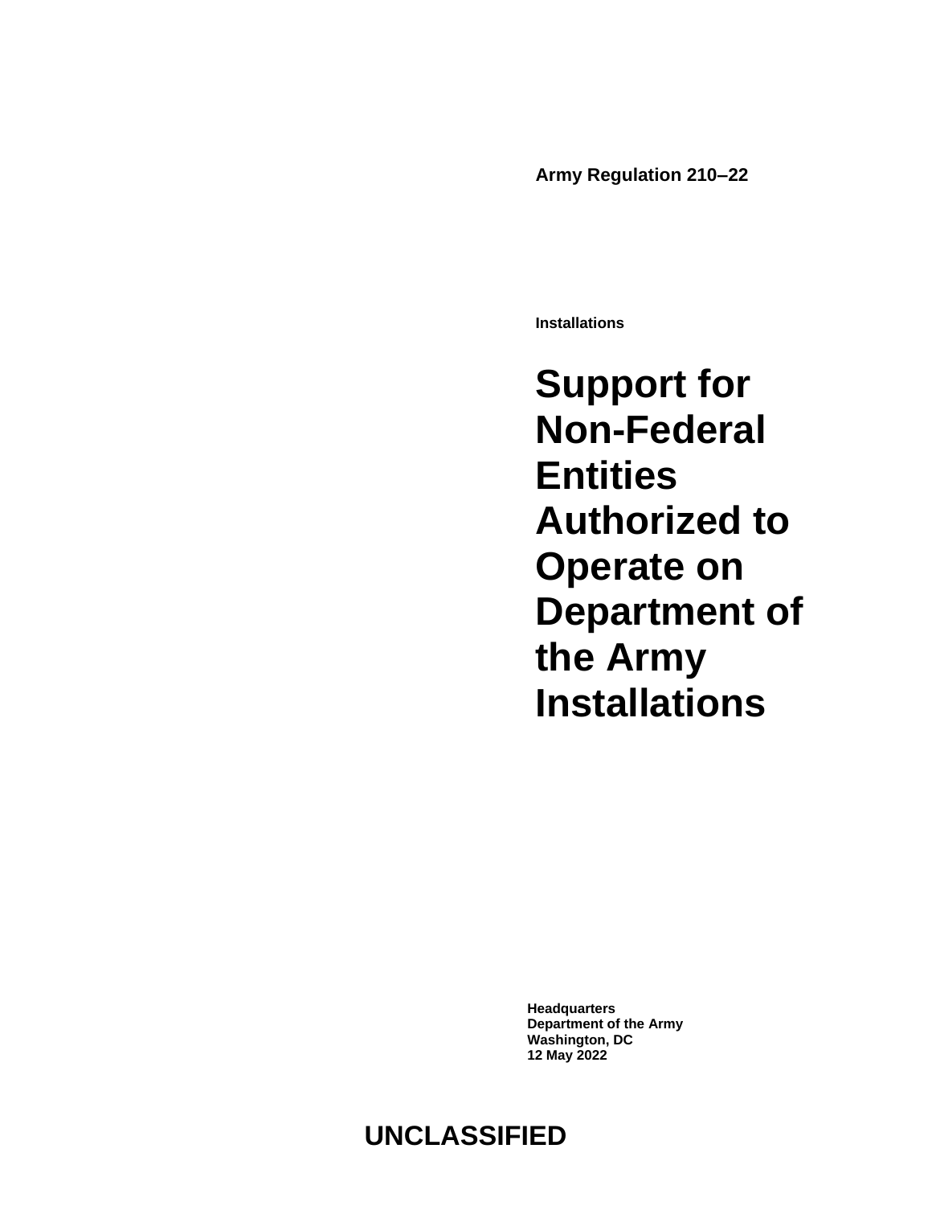**Army Regulation 210–22**

**Installations**

# Support for Non-Federal Entities Authorized to Operate on Department of the Army Installations

**Headquarters**
**Department of the Army**
**Washington, DC**
**12 May 2022**

**UNCLASSIFIED**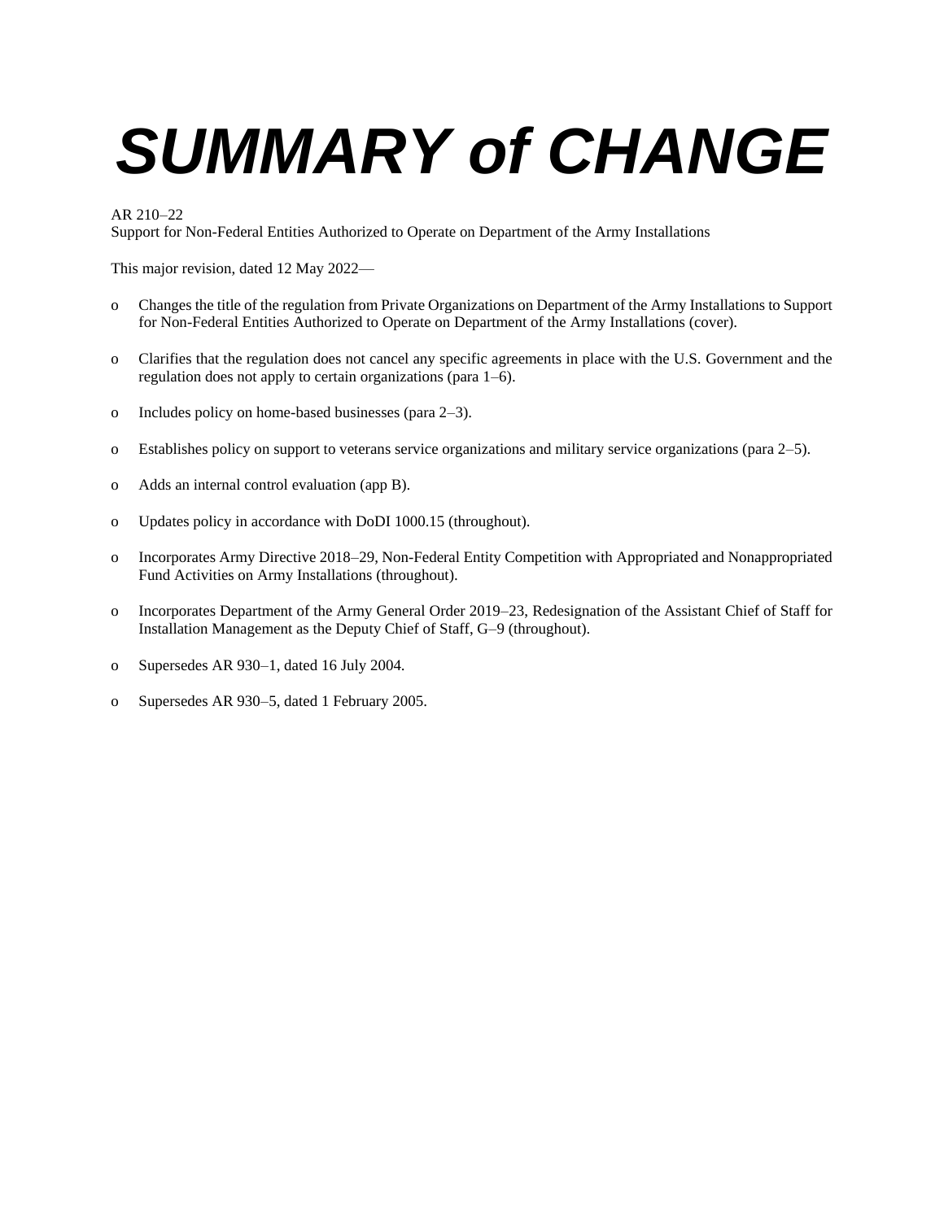# SUMMARY of CHANGE

AR 210–22
Support for Non-Federal Entities Authorized to Operate on Department of the Army Installations

This major revision, dated 12 May 2022—

- o Changes the title of the regulation from Private Organizations on Department of the Army Installations to Support for Non-Federal Entities Authorized to Operate on Department of the Army Installations (cover).
- o Clarifies that the regulation does not cancel any specific agreements in place with the U.S. Government and the regulation does not apply to certain organizations (para 1–6).
- o Includes policy on home-based businesses (para 2–3).
- o Establishes policy on support to veterans service organizations and military service organizations (para 2–5).
- o Adds an internal control evaluation (app B).
- o Updates policy in accordance with DoDI 1000.15 (throughout).
- o Incorporates Army Directive 2018–29, Non-Federal Entity Competition with Appropriated and Nonappropriated Fund Activities on Army Installations (throughout).
- o Incorporates Department of the Army General Order 2019–23, Redesignation of the Assistant Chief of Staff for Installation Management as the Deputy Chief of Staff, G–9 (throughout).
- o Supersedes AR 930–1, dated 16 July 2004.
- o Supersedes AR 930–5, dated 1 February 2005.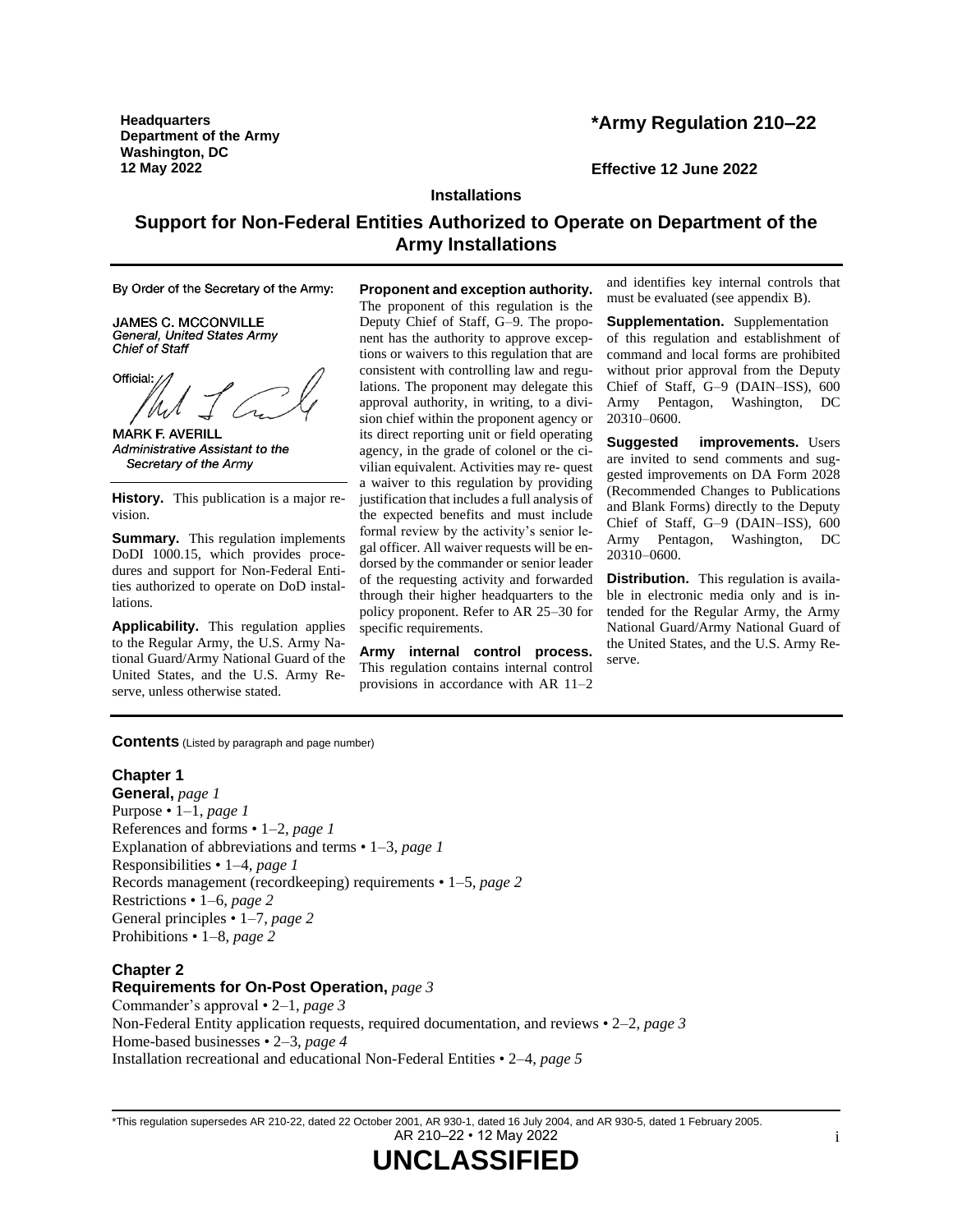**Headquarters**
**Department of the Army**
**Washington, DC**
**12 May 2022**

**\*Army Regulation 210–22**

**Effective 12 June 2022**

**Installations**

# Support for Non-Federal Entities Authorized to Operate on Department of the Army Installations

By Order of the Secretary of the Army:

JAMES C. MCCONVILLE
*General, United States Army*
*Chief of Staff*

Official:

MARK F. AVERILL
*Administrative Assistant to the Secretary of the Army*

**History.** This publication is a major revision.

**Summary.** This regulation implements DoDI 1000.15, which provides procedures and support for Non-Federal Entities authorized to operate on DoD installations.

**Applicability.** This regulation applies to the Regular Army, the U.S. Army National Guard/Army National Guard of the United States, and the U.S. Army Reserve, unless otherwise stated.

**Proponent and exception authority.** The proponent of this regulation is the Deputy Chief of Staff, G–9. The proponent has the authority to approve exceptions or waivers to this regulation that are consistent with controlling law and regulations. The proponent may delegate this approval authority, in writing, to a division chief within the proponent agency or its direct reporting unit or field operating agency, in the grade of colonel or the civilian equivalent. Activities may re- quest a waiver to this regulation by providing justification that includes a full analysis of the expected benefits and must include formal review by the activity's senior legal officer. All waiver requests will be endorsed by the commander or senior leader of the requesting activity and forwarded through their higher headquarters to the policy proponent. Refer to AR 25–30 for specific requirements.

**Army internal control process.** This regulation contains internal control provisions in accordance with AR 11–2 and identifies key internal controls that must be evaluated (see appendix B).

**Supplementation.** Supplementation of this regulation and establishment of command and local forms are prohibited without prior approval from the Deputy Chief of Staff, G–9 (DAIN–ISS), 600 Army Pentagon, Washington, DC 20310–0600.

**Suggested improvements.** Users are invited to send comments and suggested improvements on DA Form 2028 (Recommended Changes to Publications and Blank Forms) directly to the Deputy Chief of Staff, G–9 (DAIN–ISS), 600 Army Pentagon, Washington, DC 20310–0600.

**Distribution.** This regulation is available in electronic media only and is intended for the Regular Army, the Army National Guard/Army National Guard of the United States, and the U.S. Army Reserve.

**Contents** (Listed by paragraph and page number)

**Chapter 1**
**General,** *page 1*
Purpose • 1–1, *page 1*
References and forms • 1–2, *page 1*
Explanation of abbreviations and terms • 1–3, *page 1*
Responsibilities • 1–4, *page 1*
Records management (recordkeeping) requirements • 1–5, *page 2*
Restrictions • 1–6, *page 2*
General principles • 1–7, *page 2*
Prohibitions • 1–8, *page 2*

**Chapter 2**
**Requirements for On-Post Operation,** *page 3*
Commander's approval • 2–1, *page 3*
Non-Federal Entity application requests, required documentation, and reviews • 2–2, *page 3*
Home-based businesses • 2–3, *page 4*
Installation recreational and educational Non-Federal Entities • 2–4, *page 5*

\*This regulation supersedes AR 210-22, dated 22 October 2001, AR 930-1, dated 16 July 2004, and AR 930-5, dated 1 February 2005.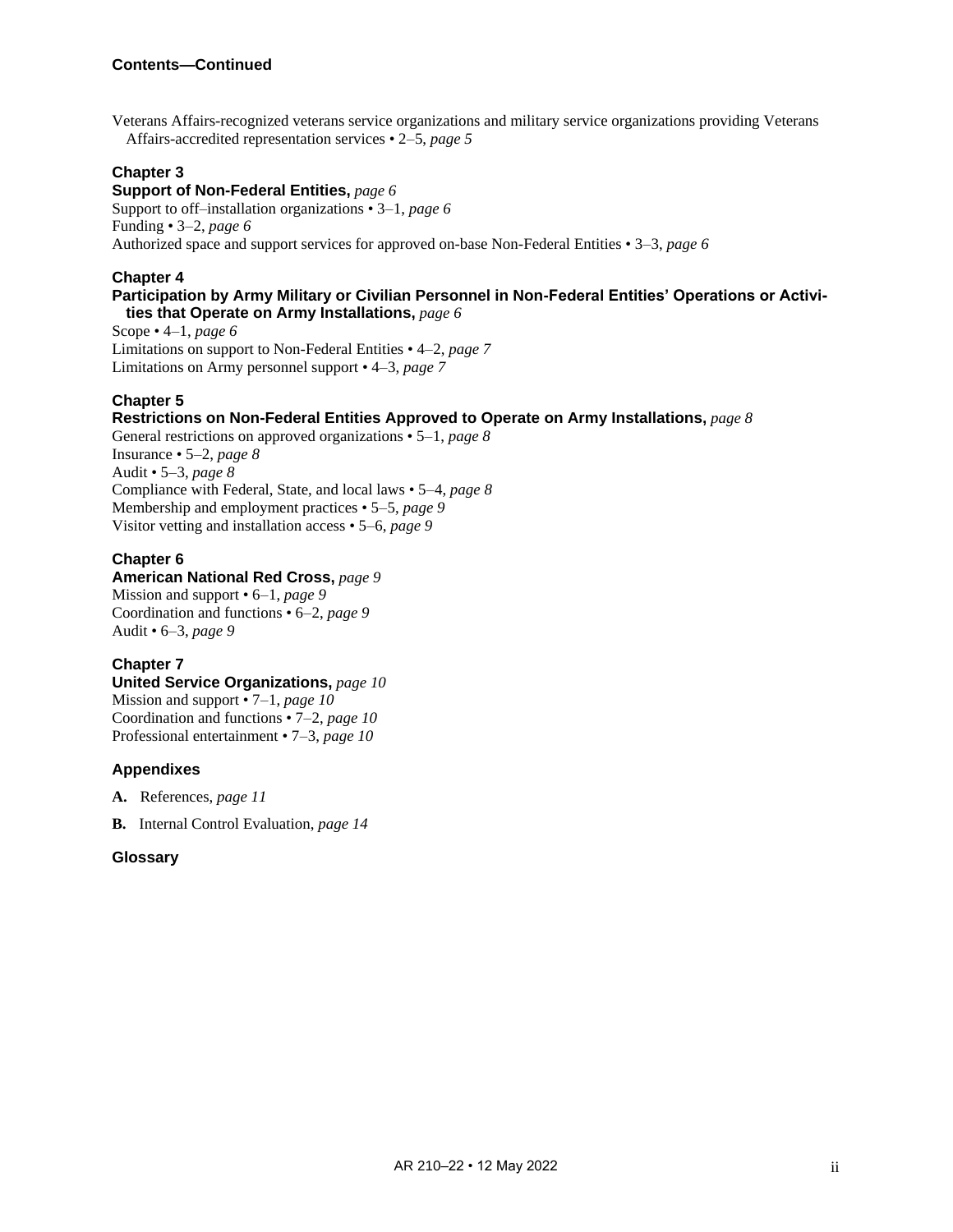**Contents—Continued**

Veterans Affairs-recognized veterans service organizations and military service organizations providing Veterans Affairs-accredited representation services • 2–5, *page 5*

**Chapter 3**
**Support of Non-Federal Entities,** *page 6*
Support to off–installation organizations • 3–1, *page 6*
Funding • 3–2, *page 6*
Authorized space and support services for approved on-base Non-Federal Entities • 3–3, *page 6*

**Chapter 4**
**Participation by Army Military or Civilian Personnel in Non-Federal Entities' Operations or Activities that Operate on Army Installations,** *page 6*
Scope • 4–1, *page 6*
Limitations on support to Non-Federal Entities • 4–2, *page 7*
Limitations on Army personnel support • 4–3, *page 7*

**Chapter 5**
**Restrictions on Non-Federal Entities Approved to Operate on Army Installations,** *page 8*
General restrictions on approved organizations • 5–1, *page 8*
Insurance • 5–2, *page 8*
Audit • 5–3, *page 8*
Compliance with Federal, State, and local laws • 5–4, *page 8*
Membership and employment practices • 5–5, *page 9*
Visitor vetting and installation access • 5–6, *page 9*

**Chapter 6**
**American National Red Cross,** *page 9*
Mission and support • 6–1, *page 9*
Coordination and functions • 6–2, *page 9*
Audit • 6–3, *page 9*

**Chapter 7**
**United Service Organizations,** *page 10*
Mission and support • 7–1, *page 10*
Coordination and functions • 7–2, *page 10*
Professional entertainment • 7–3, *page 10*

**Appendixes**

**A.** References, *page 11*

**B.** Internal Control Evaluation, *page 14*

**Glossary**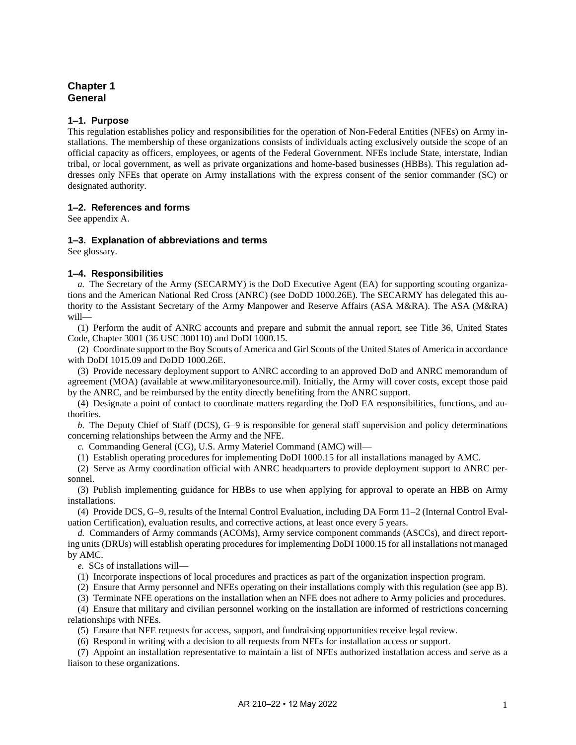# Chapter 1
# General

### 1–1. Purpose

This regulation establishes policy and responsibilities for the operation of Non-Federal Entities (NFEs) on Army installations. The membership of these organizations consists of individuals acting exclusively outside the scope of an official capacity as officers, employees, or agents of the Federal Government. NFEs include State, interstate, Indian tribal, or local government, as well as private organizations and home-based businesses (HBBs). This regulation addresses only NFEs that operate on Army installations with the express consent of the senior commander (SC) or designated authority.

### 1–2. References and forms

See appendix A.

### 1–3. Explanation of abbreviations and terms

See glossary.

### 1–4. Responsibilities

*a.* The Secretary of the Army (SECARMY) is the DoD Executive Agent (EA) for supporting scouting organizations and the American National Red Cross (ANRC) (see DoDD 1000.26E). The SECARMY has delegated this authority to the Assistant Secretary of the Army Manpower and Reserve Affairs (ASA M&RA). The ASA (M&RA) will—

(1) Perform the audit of ANRC accounts and prepare and submit the annual report, see Title 36, United States Code, Chapter 3001 (36 USC 300110) and DoDI 1000.15.

(2) Coordinate support to the Boy Scouts of America and Girl Scouts of the United States of America in accordance with DoDI 1015.09 and DoDD 1000.26E.

(3) Provide necessary deployment support to ANRC according to an approved DoD and ANRC memorandum of agreement (MOA) (available at www.militaryonesource.mil). Initially, the Army will cover costs, except those paid by the ANRC, and be reimbursed by the entity directly benefiting from the ANRC support.

(4) Designate a point of contact to coordinate matters regarding the DoD EA responsibilities, functions, and authorities.

*b.* The Deputy Chief of Staff (DCS), G–9 is responsible for general staff supervision and policy determinations concerning relationships between the Army and the NFE.

*c.* Commanding General (CG), U.S. Army Materiel Command (AMC) will—

(1) Establish operating procedures for implementing DoDI 1000.15 for all installations managed by AMC.

(2) Serve as Army coordination official with ANRC headquarters to provide deployment support to ANRC personnel.

(3) Publish implementing guidance for HBBs to use when applying for approval to operate an HBB on Army installations.

(4) Provide DCS, G–9, results of the Internal Control Evaluation, including DA Form 11–2 (Internal Control Evaluation Certification), evaluation results, and corrective actions, at least once every 5 years.

*d.* Commanders of Army commands (ACOMs), Army service component commands (ASCCs), and direct reporting units (DRUs) will establish operating procedures for implementing DoDI 1000.15 for all installations not managed by AMC.

*e.* SCs of installations will—

(1) Incorporate inspections of local procedures and practices as part of the organization inspection program.

(2) Ensure that Army personnel and NFEs operating on their installations comply with this regulation (see app B).

(3) Terminate NFE operations on the installation when an NFE does not adhere to Army policies and procedures.

(4) Ensure that military and civilian personnel working on the installation are informed of restrictions concerning relationships with NFEs.

(5) Ensure that NFE requests for access, support, and fundraising opportunities receive legal review.

(6) Respond in writing with a decision to all requests from NFEs for installation access or support.

(7) Appoint an installation representative to maintain a list of NFEs authorized installation access and serve as a liaison to these organizations.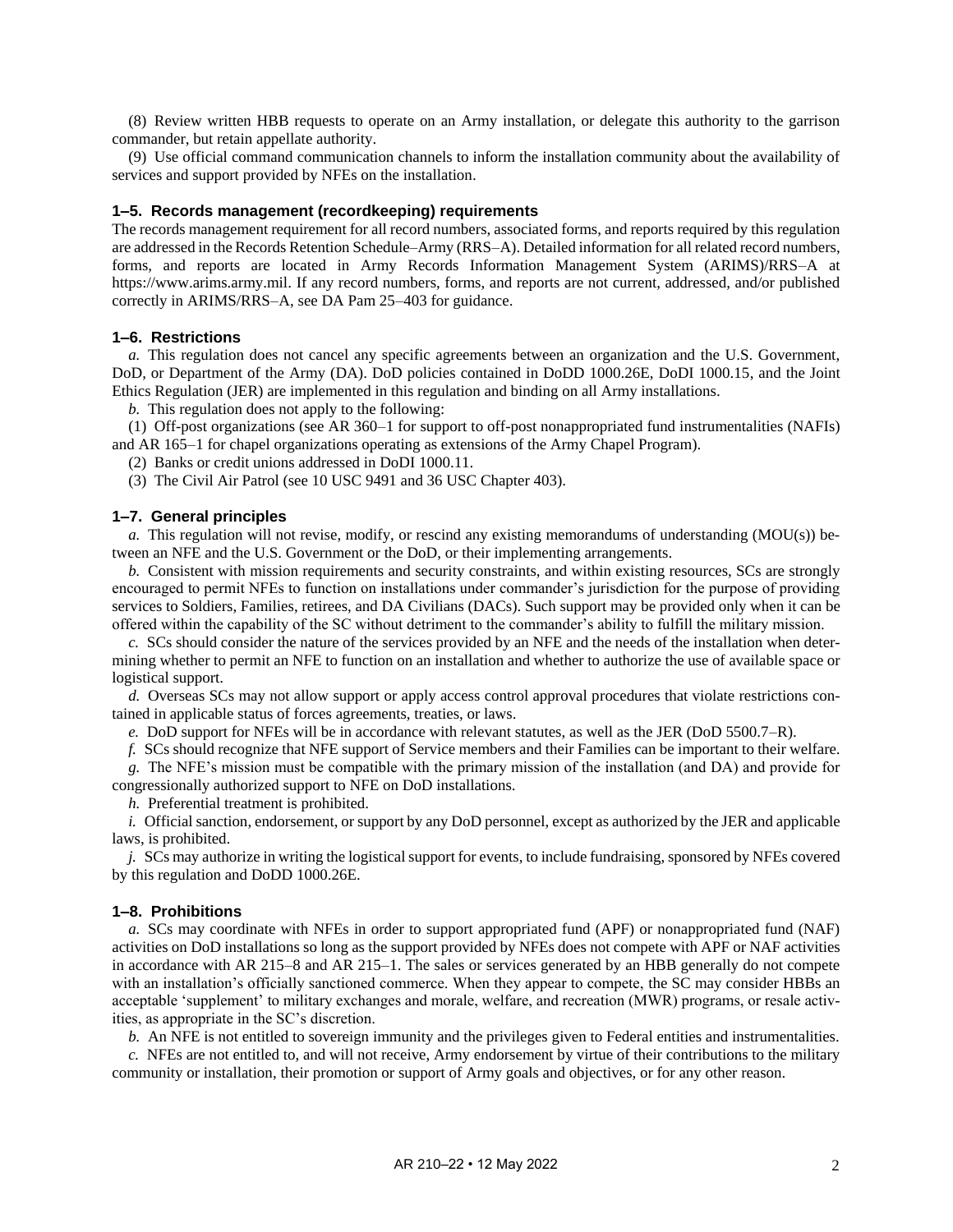(8) Review written HBB requests to operate on an Army installation, or delegate this authority to the garrison commander, but retain appellate authority.

(9) Use official command communication channels to inform the installation community about the availability of services and support provided by NFEs on the installation.

### 1–5. Records management (recordkeeping) requirements

The records management requirement for all record numbers, associated forms, and reports required by this regulation are addressed in the Records Retention Schedule–Army (RRS–A). Detailed information for all related record numbers, forms, and reports are located in Army Records Information Management System (ARIMS)/RRS–A at https://www.arims.army.mil. If any record numbers, forms, and reports are not current, addressed, and/or published correctly in ARIMS/RRS–A, see DA Pam 25–403 for guidance.

### 1–6. Restrictions

*a.* This regulation does not cancel any specific agreements between an organization and the U.S. Government, DoD, or Department of the Army (DA). DoD policies contained in DoDD 1000.26E, DoDI 1000.15, and the Joint Ethics Regulation (JER) are implemented in this regulation and binding on all Army installations.

*b.* This regulation does not apply to the following:

(1) Off-post organizations (see AR 360–1 for support to off-post nonappropriated fund instrumentalities (NAFIs) and AR 165–1 for chapel organizations operating as extensions of the Army Chapel Program).

(2) Banks or credit unions addressed in DoDI 1000.11.

(3) The Civil Air Patrol (see 10 USC 9491 and 36 USC Chapter 403).

### 1–7. General principles

*a.* This regulation will not revise, modify, or rescind any existing memorandums of understanding (MOU(s)) between an NFE and the U.S. Government or the DoD, or their implementing arrangements.

*b.* Consistent with mission requirements and security constraints, and within existing resources, SCs are strongly encouraged to permit NFEs to function on installations under commander's jurisdiction for the purpose of providing services to Soldiers, Families, retirees, and DA Civilians (DACs). Such support may be provided only when it can be offered within the capability of the SC without detriment to the commander's ability to fulfill the military mission.

*c.* SCs should consider the nature of the services provided by an NFE and the needs of the installation when determining whether to permit an NFE to function on an installation and whether to authorize the use of available space or logistical support.

*d.* Overseas SCs may not allow support or apply access control approval procedures that violate restrictions contained in applicable status of forces agreements, treaties, or laws.

*e.* DoD support for NFEs will be in accordance with relevant statutes, as well as the JER (DoD 5500.7–R).

*f.* SCs should recognize that NFE support of Service members and their Families can be important to their welfare.

*g.* The NFE's mission must be compatible with the primary mission of the installation (and DA) and provide for congressionally authorized support to NFE on DoD installations.

*h.* Preferential treatment is prohibited.

*i.* Official sanction, endorsement, or support by any DoD personnel, except as authorized by the JER and applicable laws, is prohibited.

*j.* SCs may authorize in writing the logistical support for events, to include fundraising, sponsored by NFEs covered by this regulation and DoDD 1000.26E.

### 1–8. Prohibitions

*a.* SCs may coordinate with NFEs in order to support appropriated fund (APF) or nonappropriated fund (NAF) activities on DoD installations so long as the support provided by NFEs does not compete with APF or NAF activities in accordance with AR 215–8 and AR 215–1. The sales or services generated by an HBB generally do not compete with an installation's officially sanctioned commerce. When they appear to compete, the SC may consider HBBs an acceptable 'supplement' to military exchanges and morale, welfare, and recreation (MWR) programs, or resale activities, as appropriate in the SC's discretion.

*b.* An NFE is not entitled to sovereign immunity and the privileges given to Federal entities and instrumentalities.

*c.* NFEs are not entitled to, and will not receive, Army endorsement by virtue of their contributions to the military community or installation, their promotion or support of Army goals and objectives, or for any other reason.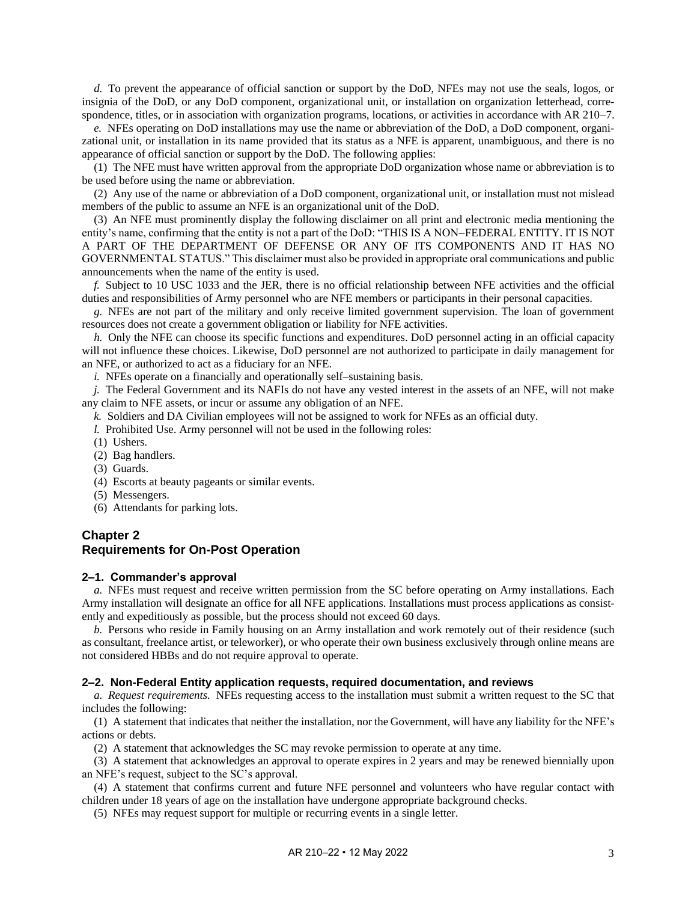*d.* To prevent the appearance of official sanction or support by the DoD, NFEs may not use the seals, logos, or insignia of the DoD, or any DoD component, organizational unit, or installation on organization letterhead, correspondence, titles, or in association with organization programs, locations, or activities in accordance with AR 210–7.

*e.* NFEs operating on DoD installations may use the name or abbreviation of the DoD, a DoD component, organizational unit, or installation in its name provided that its status as a NFE is apparent, unambiguous, and there is no appearance of official sanction or support by the DoD. The following applies:

(1) The NFE must have written approval from the appropriate DoD organization whose name or abbreviation is to be used before using the name or abbreviation.

(2) Any use of the name or abbreviation of a DoD component, organizational unit, or installation must not mislead members of the public to assume an NFE is an organizational unit of the DoD.

(3) An NFE must prominently display the following disclaimer on all print and electronic media mentioning the entity's name, confirming that the entity is not a part of the DoD: "THIS IS A NON–FEDERAL ENTITY. IT IS NOT A PART OF THE DEPARTMENT OF DEFENSE OR ANY OF ITS COMPONENTS AND IT HAS NO GOVERNMENTAL STATUS." This disclaimer must also be provided in appropriate oral communications and public announcements when the name of the entity is used.

*f.* Subject to 10 USC 1033 and the JER, there is no official relationship between NFE activities and the official duties and responsibilities of Army personnel who are NFE members or participants in their personal capacities.

*g.* NFEs are not part of the military and only receive limited government supervision. The loan of government resources does not create a government obligation or liability for NFE activities.

*h.* Only the NFE can choose its specific functions and expenditures. DoD personnel acting in an official capacity will not influence these choices. Likewise, DoD personnel are not authorized to participate in daily management for an NFE, or authorized to act as a fiduciary for an NFE.

*i.* NFEs operate on a financially and operationally self–sustaining basis.

*j.* The Federal Government and its NAFIs do not have any vested interest in the assets of an NFE, will not make any claim to NFE assets, or incur or assume any obligation of an NFE.

*k.* Soldiers and DA Civilian employees will not be assigned to work for NFEs as an official duty.

*l.* Prohibited Use. Army personnel will not be used in the following roles:

(1) Ushers.

(2) Bag handlers.

(3) Guards.

(4) Escorts at beauty pageants or similar events.

(5) Messengers.

(6) Attendants for parking lots.

# Chapter 2
# Requirements for On-Post Operation

## 2–1. Commander's approval

*a.* NFEs must request and receive written permission from the SC before operating on Army installations. Each Army installation will designate an office for all NFE applications. Installations must process applications as consistently and expeditiously as possible, but the process should not exceed 60 days.

*b.* Persons who reside in Family housing on an Army installation and work remotely out of their residence (such as consultant, freelance artist, or teleworker), or who operate their own business exclusively through online means are not considered HBBs and do not require approval to operate.

## 2–2. Non-Federal Entity application requests, required documentation, and reviews

*a. Request requirements.* NFEs requesting access to the installation must submit a written request to the SC that includes the following:

(1) A statement that indicates that neither the installation, nor the Government, will have any liability for the NFE's actions or debts.

(2) A statement that acknowledges the SC may revoke permission to operate at any time.

(3) A statement that acknowledges an approval to operate expires in 2 years and may be renewed biennially upon an NFE's request, subject to the SC's approval.

(4) A statement that confirms current and future NFE personnel and volunteers who have regular contact with children under 18 years of age on the installation have undergone appropriate background checks.

(5) NFEs may request support for multiple or recurring events in a single letter.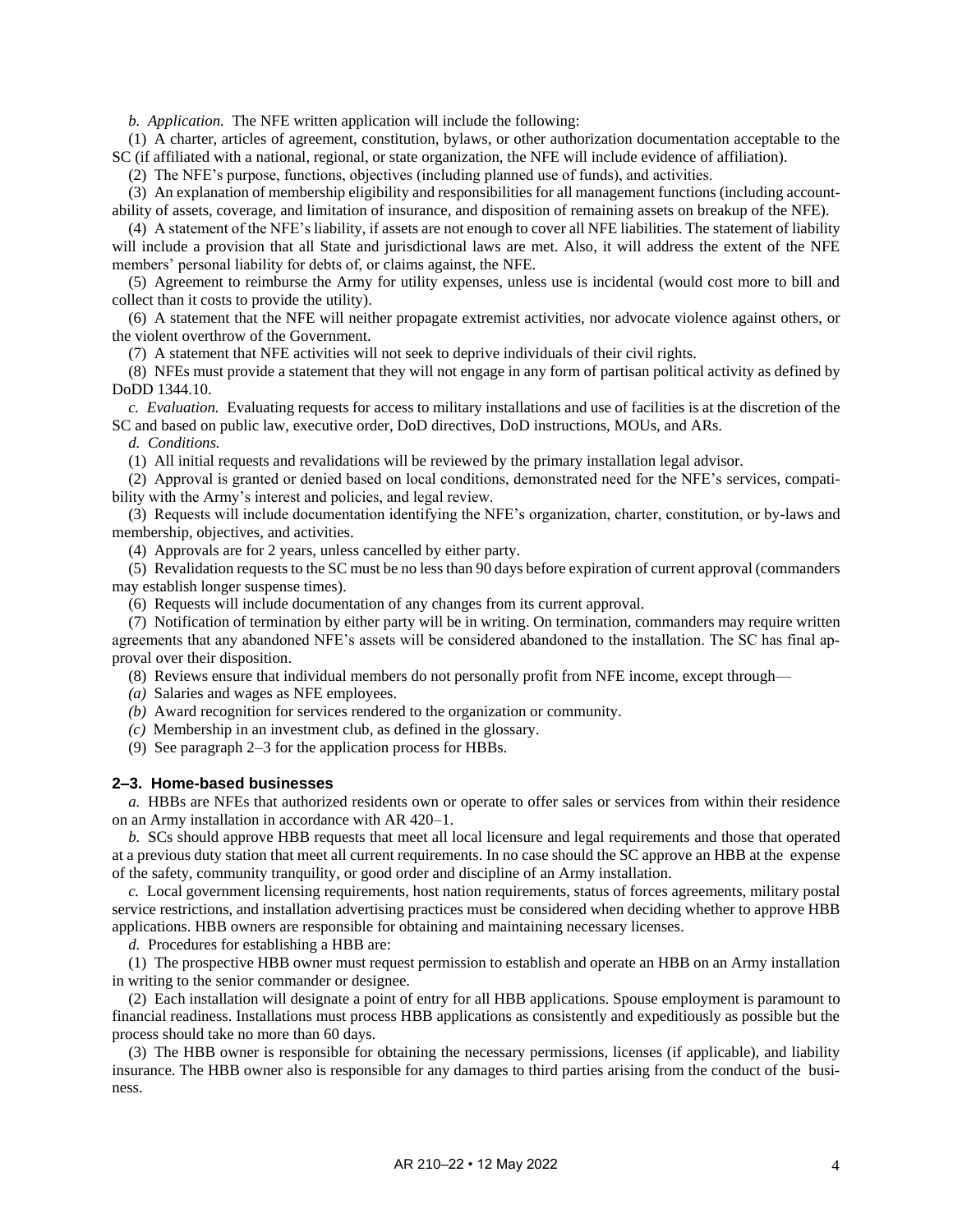*b. Application.* The NFE written application will include the following:

(1) A charter, articles of agreement, constitution, bylaws, or other authorization documentation acceptable to the SC (if affiliated with a national, regional, or state organization, the NFE will include evidence of affiliation).

(2) The NFE's purpose, functions, objectives (including planned use of funds), and activities.

(3) An explanation of membership eligibility and responsibilities for all management functions (including accountability of assets, coverage, and limitation of insurance, and disposition of remaining assets on breakup of the NFE).

(4) A statement of the NFE's liability, if assets are not enough to cover all NFE liabilities. The statement of liability will include a provision that all State and jurisdictional laws are met. Also, it will address the extent of the NFE members' personal liability for debts of, or claims against, the NFE.

(5) Agreement to reimburse the Army for utility expenses, unless use is incidental (would cost more to bill and collect than it costs to provide the utility).

(6) A statement that the NFE will neither propagate extremist activities, nor advocate violence against others, or the violent overthrow of the Government.

(7) A statement that NFE activities will not seek to deprive individuals of their civil rights.

(8) NFEs must provide a statement that they will not engage in any form of partisan political activity as defined by DoDD 1344.10.

*c. Evaluation.* Evaluating requests for access to military installations and use of facilities is at the discretion of the SC and based on public law, executive order, DoD directives, DoD instructions, MOUs, and ARs.

*d. Conditions.*

(1) All initial requests and revalidations will be reviewed by the primary installation legal advisor.

(2) Approval is granted or denied based on local conditions, demonstrated need for the NFE's services, compatibility with the Army's interest and policies, and legal review.

(3) Requests will include documentation identifying the NFE's organization, charter, constitution, or by-laws and membership, objectives, and activities.

(4) Approvals are for 2 years, unless cancelled by either party.

(5) Revalidation requests to the SC must be no less than 90 days before expiration of current approval (commanders may establish longer suspense times).

(6) Requests will include documentation of any changes from its current approval.

(7) Notification of termination by either party will be in writing. On termination, commanders may require written agreements that any abandoned NFE's assets will be considered abandoned to the installation. The SC has final approval over their disposition.

(8) Reviews ensure that individual members do not personally profit from NFE income, except through—

*(a)* Salaries and wages as NFE employees.

*(b)* Award recognition for services rendered to the organization or community.

*(c)* Membership in an investment club, as defined in the glossary.

(9) See paragraph 2–3 for the application process for HBBs.

## 2–3. Home-based businesses

*a.* HBBs are NFEs that authorized residents own or operate to offer sales or services from within their residence on an Army installation in accordance with AR 420–1.

*b.* SCs should approve HBB requests that meet all local licensure and legal requirements and those that operated at a previous duty station that meet all current requirements. In no case should the SC approve an HBB at the expense of the safety, community tranquility, or good order and discipline of an Army installation.

*c.* Local government licensing requirements, host nation requirements, status of forces agreements, military postal service restrictions, and installation advertising practices must be considered when deciding whether to approve HBB applications. HBB owners are responsible for obtaining and maintaining necessary licenses.

*d.* Procedures for establishing a HBB are:

(1) The prospective HBB owner must request permission to establish and operate an HBB on an Army installation in writing to the senior commander or designee.

(2) Each installation will designate a point of entry for all HBB applications. Spouse employment is paramount to financial readiness. Installations must process HBB applications as consistently and expeditiously as possible but the process should take no more than 60 days.

(3) The HBB owner is responsible for obtaining the necessary permissions, licenses (if applicable), and liability insurance. The HBB owner also is responsible for any damages to third parties arising from the conduct of the business.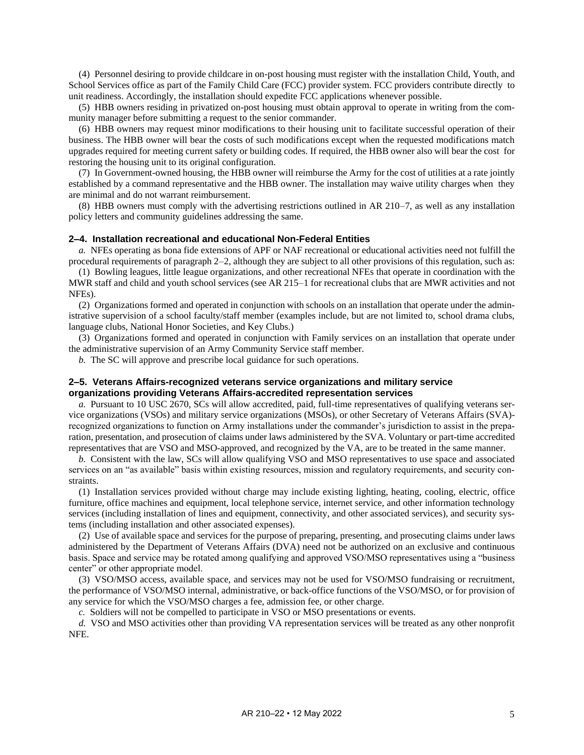(4) Personnel desiring to provide childcare in on-post housing must register with the installation Child, Youth, and School Services office as part of the Family Child Care (FCC) provider system. FCC providers contribute directly to unit readiness. Accordingly, the installation should expedite FCC applications whenever possible.

(5) HBB owners residing in privatized on-post housing must obtain approval to operate in writing from the community manager before submitting a request to the senior commander.

(6) HBB owners may request minor modifications to their housing unit to facilitate successful operation of their business. The HBB owner will bear the costs of such modifications except when the requested modifications match upgrades required for meeting current safety or building codes. If required, the HBB owner also will bear the cost for restoring the housing unit to its original configuration.

(7) In Government-owned housing, the HBB owner will reimburse the Army for the cost of utilities at a rate jointly established by a command representative and the HBB owner. The installation may waive utility charges when they are minimal and do not warrant reimbursement.

(8) HBB owners must comply with the advertising restrictions outlined in AR 210–7, as well as any installation policy letters and community guidelines addressing the same.

### 2–4. Installation recreational and educational Non-Federal Entities

*a.* NFEs operating as bona fide extensions of APF or NAF recreational or educational activities need not fulfill the procedural requirements of paragraph 2–2, although they are subject to all other provisions of this regulation, such as:

(1) Bowling leagues, little league organizations, and other recreational NFEs that operate in coordination with the MWR staff and child and youth school services (see AR 215–1 for recreational clubs that are MWR activities and not NFEs).

(2) Organizations formed and operated in conjunction with schools on an installation that operate under the administrative supervision of a school faculty/staff member (examples include, but are not limited to, school drama clubs, language clubs, National Honor Societies, and Key Clubs.)

(3) Organizations formed and operated in conjunction with Family services on an installation that operate under the administrative supervision of an Army Community Service staff member.

*b.* The SC will approve and prescribe local guidance for such operations.

### 2–5. Veterans Affairs-recognized veterans service organizations and military service organizations providing Veterans Affairs-accredited representation services

*a.* Pursuant to 10 USC 2670, SCs will allow accredited, paid, full-time representatives of qualifying veterans service organizations (VSOs) and military service organizations (MSOs), or other Secretary of Veterans Affairs (SVA)-recognized organizations to function on Army installations under the commander's jurisdiction to assist in the preparation, presentation, and prosecution of claims under laws administered by the SVA. Voluntary or part-time accredited representatives that are VSO and MSO-approved, and recognized by the VA, are to be treated in the same manner.

*b.* Consistent with the law, SCs will allow qualifying VSO and MSO representatives to use space and associated services on an "as available" basis within existing resources, mission and regulatory requirements, and security constraints.

(1) Installation services provided without charge may include existing lighting, heating, cooling, electric, office furniture, office machines and equipment, local telephone service, internet service, and other information technology services (including installation of lines and equipment, connectivity, and other associated services), and security systems (including installation and other associated expenses).

(2) Use of available space and services for the purpose of preparing, presenting, and prosecuting claims under laws administered by the Department of Veterans Affairs (DVA) need not be authorized on an exclusive and continuous basis. Space and service may be rotated among qualifying and approved VSO/MSO representatives using a "business center" or other appropriate model.

(3) VSO/MSO access, available space, and services may not be used for VSO/MSO fundraising or recruitment, the performance of VSO/MSO internal, administrative, or back-office functions of the VSO/MSO, or for provision of any service for which the VSO/MSO charges a fee, admission fee, or other charge.

*c.* Soldiers will not be compelled to participate in VSO or MSO presentations or events.

*d.* VSO and MSO activities other than providing VA representation services will be treated as any other nonprofit NFE.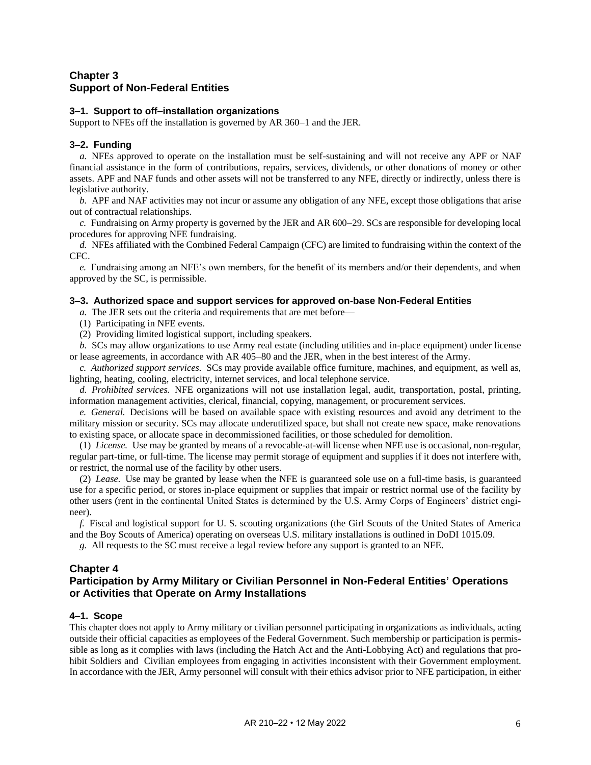## Chapter 3
## Support of Non-Federal Entities

### 3–1. Support to off–installation organizations

Support to NFEs off the installation is governed by AR 360–1 and the JER.

### 3–2. Funding

*a.* NFEs approved to operate on the installation must be self-sustaining and will not receive any APF or NAF financial assistance in the form of contributions, repairs, services, dividends, or other donations of money or other assets. APF and NAF funds and other assets will not be transferred to any NFE, directly or indirectly, unless there is legislative authority.

*b.* APF and NAF activities may not incur or assume any obligation of any NFE, except those obligations that arise out of contractual relationships.

*c.* Fundraising on Army property is governed by the JER and AR 600–29. SCs are responsible for developing local procedures for approving NFE fundraising.

*d.* NFEs affiliated with the Combined Federal Campaign (CFC) are limited to fundraising within the context of the CFC.

*e.* Fundraising among an NFE's own members, for the benefit of its members and/or their dependents, and when approved by the SC, is permissible.

### 3–3. Authorized space and support services for approved on-base Non-Federal Entities

*a.* The JER sets out the criteria and requirements that are met before—

(1) Participating in NFE events.

(2) Providing limited logistical support, including speakers.

*b.* SCs may allow organizations to use Army real estate (including utilities and in-place equipment) under license or lease agreements, in accordance with AR 405–80 and the JER, when in the best interest of the Army.

*c. Authorized support services.* SCs may provide available office furniture, machines, and equipment, as well as, lighting, heating, cooling, electricity, internet services, and local telephone service.

*d. Prohibited services.* NFE organizations will not use installation legal, audit, transportation, postal, printing, information management activities, clerical, financial, copying, management, or procurement services.

*e. General.* Decisions will be based on available space with existing resources and avoid any detriment to the military mission or security. SCs may allocate underutilized space, but shall not create new space, make renovations to existing space, or allocate space in decommissioned facilities, or those scheduled for demolition.

(1) *License.* Use may be granted by means of a revocable-at-will license when NFE use is occasional, non-regular, regular part-time, or full-time. The license may permit storage of equipment and supplies if it does not interfere with, or restrict, the normal use of the facility by other users.

(2) *Lease.* Use may be granted by lease when the NFE is guaranteed sole use on a full-time basis, is guaranteed use for a specific period, or stores in-place equipment or supplies that impair or restrict normal use of the facility by other users (rent in the continental United States is determined by the U.S. Army Corps of Engineers' district engineer).

*f.* Fiscal and logistical support for U. S. scouting organizations (the Girl Scouts of the United States of America and the Boy Scouts of America) operating on overseas U.S. military installations is outlined in DoDI 1015.09.

*g.* All requests to the SC must receive a legal review before any support is granted to an NFE.

## Chapter 4
## Participation by Army Military or Civilian Personnel in Non-Federal Entities' Operations or Activities that Operate on Army Installations

### 4–1. Scope

This chapter does not apply to Army military or civilian personnel participating in organizations as individuals, acting outside their official capacities as employees of the Federal Government. Such membership or participation is permissible as long as it complies with laws (including the Hatch Act and the Anti-Lobbying Act) and regulations that prohibit Soldiers and Civilian employees from engaging in activities inconsistent with their Government employment. In accordance with the JER, Army personnel will consult with their ethics advisor prior to NFE participation, in either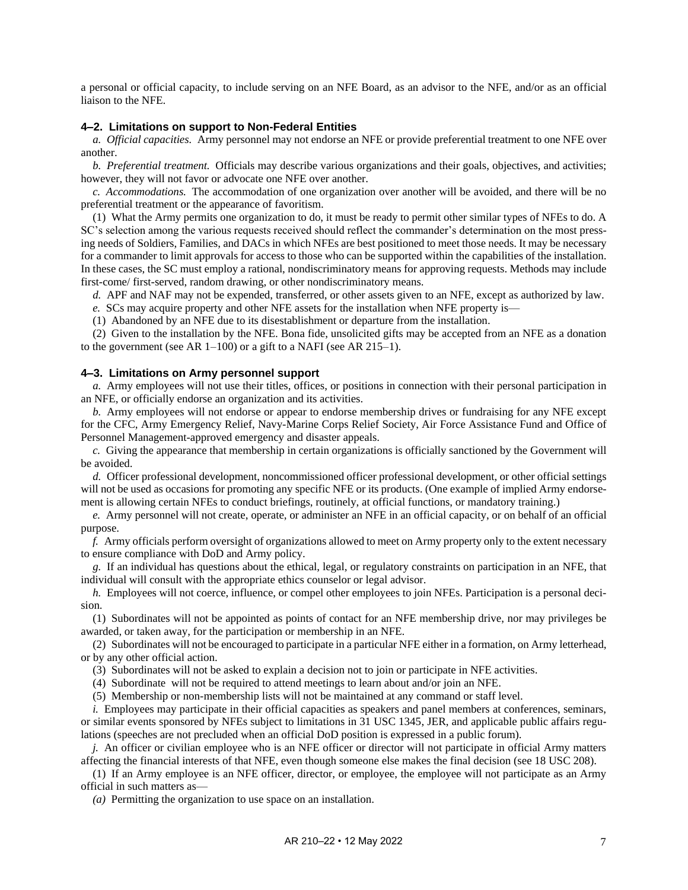a personal or official capacity, to include serving on an NFE Board, as an advisor to the NFE, and/or as an official liaison to the NFE.

### 4–2. Limitations on support to Non-Federal Entities

*a. Official capacities.* Army personnel may not endorse an NFE or provide preferential treatment to one NFE over another.

*b. Preferential treatment.* Officials may describe various organizations and their goals, objectives, and activities; however, they will not favor or advocate one NFE over another.

*c. Accommodations.* The accommodation of one organization over another will be avoided, and there will be no preferential treatment or the appearance of favoritism.

(1) What the Army permits one organization to do, it must be ready to permit other similar types of NFEs to do. A SC's selection among the various requests received should reflect the commander's determination on the most pressing needs of Soldiers, Families, and DACs in which NFEs are best positioned to meet those needs. It may be necessary for a commander to limit approvals for access to those who can be supported within the capabilities of the installation. In these cases, the SC must employ a rational, nondiscriminatory means for approving requests. Methods may include first-come/ first-served, random drawing, or other nondiscriminatory means.

*d.* APF and NAF may not be expended, transferred, or other assets given to an NFE, except as authorized by law.

*e.* SCs may acquire property and other NFE assets for the installation when NFE property is—

(1) Abandoned by an NFE due to its disestablishment or departure from the installation.

(2) Given to the installation by the NFE. Bona fide, unsolicited gifts may be accepted from an NFE as a donation to the government (see AR 1–100) or a gift to a NAFI (see AR 215–1).

### 4–3. Limitations on Army personnel support

*a.* Army employees will not use their titles, offices, or positions in connection with their personal participation in an NFE, or officially endorse an organization and its activities.

*b.* Army employees will not endorse or appear to endorse membership drives or fundraising for any NFE except for the CFC, Army Emergency Relief, Navy-Marine Corps Relief Society, Air Force Assistance Fund and Office of Personnel Management-approved emergency and disaster appeals.

*c.* Giving the appearance that membership in certain organizations is officially sanctioned by the Government will be avoided.

*d.* Officer professional development, noncommissioned officer professional development, or other official settings will not be used as occasions for promoting any specific NFE or its products. (One example of implied Army endorsement is allowing certain NFEs to conduct briefings, routinely, at official functions, or mandatory training.)

*e.* Army personnel will not create, operate, or administer an NFE in an official capacity, or on behalf of an official purpose.

*f.* Army officials perform oversight of organizations allowed to meet on Army property only to the extent necessary to ensure compliance with DoD and Army policy.

*g.* If an individual has questions about the ethical, legal, or regulatory constraints on participation in an NFE, that individual will consult with the appropriate ethics counselor or legal advisor.

*h.* Employees will not coerce, influence, or compel other employees to join NFEs. Participation is a personal decision.

(1) Subordinates will not be appointed as points of contact for an NFE membership drive, nor may privileges be awarded, or taken away, for the participation or membership in an NFE.

(2) Subordinates will not be encouraged to participate in a particular NFE either in a formation, on Army letterhead, or by any other official action.

(3) Subordinates will not be asked to explain a decision not to join or participate in NFE activities.

(4) Subordinate will not be required to attend meetings to learn about and/or join an NFE.

(5) Membership or non-membership lists will not be maintained at any command or staff level.

*i.* Employees may participate in their official capacities as speakers and panel members at conferences, seminars, or similar events sponsored by NFEs subject to limitations in 31 USC 1345, JER, and applicable public affairs regulations (speeches are not precluded when an official DoD position is expressed in a public forum).

*j.* An officer or civilian employee who is an NFE officer or director will not participate in official Army matters affecting the financial interests of that NFE, even though someone else makes the final decision (see 18 USC 208).

(1) If an Army employee is an NFE officer, director, or employee, the employee will not participate as an Army official in such matters as—

*(a)* Permitting the organization to use space on an installation.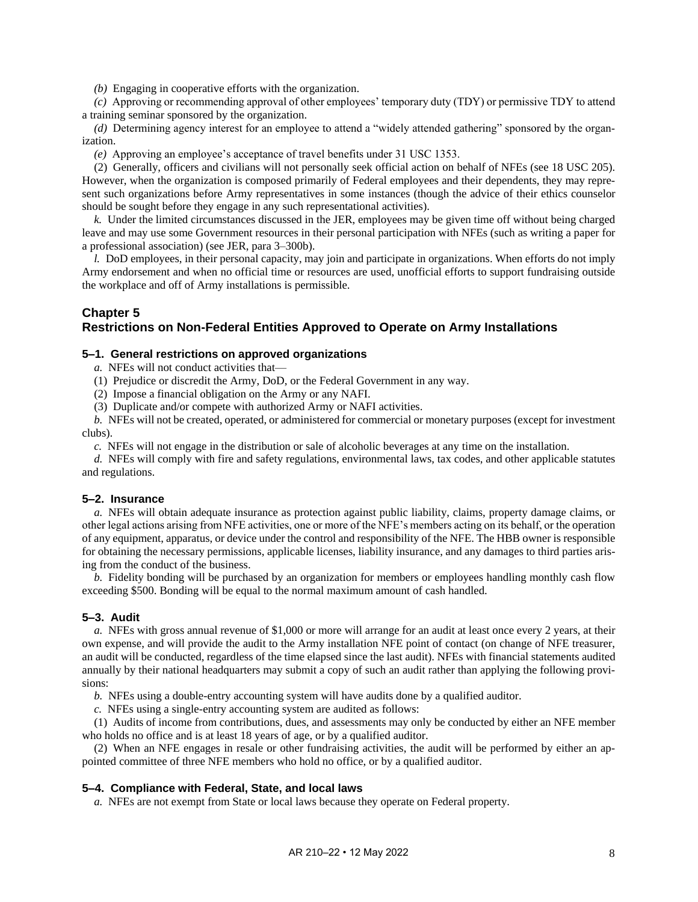*(b)* Engaging in cooperative efforts with the organization.

*(c)* Approving or recommending approval of other employees' temporary duty (TDY) or permissive TDY to attend a training seminar sponsored by the organization.

*(d)* Determining agency interest for an employee to attend a "widely attended gathering" sponsored by the organization.

*(e)* Approving an employee's acceptance of travel benefits under 31 USC 1353.

(2) Generally, officers and civilians will not personally seek official action on behalf of NFEs (see 18 USC 205). However, when the organization is composed primarily of Federal employees and their dependents, they may represent such organizations before Army representatives in some instances (though the advice of their ethics counselor should be sought before they engage in any such representational activities).

*k.* Under the limited circumstances discussed in the JER, employees may be given time off without being charged leave and may use some Government resources in their personal participation with NFEs (such as writing a paper for a professional association) (see JER, para 3–300b).

*l.* DoD employees, in their personal capacity, may join and participate in organizations. When efforts do not imply Army endorsement and when no official time or resources are used, unofficial efforts to support fundraising outside the workplace and off of Army installations is permissible.

## Chapter 5
## Restrictions on Non-Federal Entities Approved to Operate on Army Installations

### 5–1. General restrictions on approved organizations

*a.* NFEs will not conduct activities that—

(1) Prejudice or discredit the Army, DoD, or the Federal Government in any way.

(2) Impose a financial obligation on the Army or any NAFI.

(3) Duplicate and/or compete with authorized Army or NAFI activities.

*b.* NFEs will not be created, operated, or administered for commercial or monetary purposes (except for investment clubs).

*c.* NFEs will not engage in the distribution or sale of alcoholic beverages at any time on the installation.

*d.* NFEs will comply with fire and safety regulations, environmental laws, tax codes, and other applicable statutes and regulations.

### 5–2. Insurance

*a.* NFEs will obtain adequate insurance as protection against public liability, claims, property damage claims, or other legal actions arising from NFE activities, one or more of the NFE's members acting on its behalf, or the operation of any equipment, apparatus, or device under the control and responsibility of the NFE. The HBB owner is responsible for obtaining the necessary permissions, applicable licenses, liability insurance, and any damages to third parties arising from the conduct of the business.

*b.* Fidelity bonding will be purchased by an organization for members or employees handling monthly cash flow exceeding $500. Bonding will be equal to the normal maximum amount of cash handled.

### 5–3. Audit

*a.* NFEs with gross annual revenue of $1,000 or more will arrange for an audit at least once every 2 years, at their own expense, and will provide the audit to the Army installation NFE point of contact (on change of NFE treasurer, an audit will be conducted, regardless of the time elapsed since the last audit). NFEs with financial statements audited annually by their national headquarters may submit a copy of such an audit rather than applying the following provisions:

*b.* NFEs using a double-entry accounting system will have audits done by a qualified auditor.

*c.* NFEs using a single-entry accounting system are audited as follows:

(1) Audits of income from contributions, dues, and assessments may only be conducted by either an NFE member who holds no office and is at least 18 years of age, or by a qualified auditor.

(2) When an NFE engages in resale or other fundraising activities, the audit will be performed by either an appointed committee of three NFE members who hold no office, or by a qualified auditor.

### 5–4. Compliance with Federal, State, and local laws

*a.* NFEs are not exempt from State or local laws because they operate on Federal property.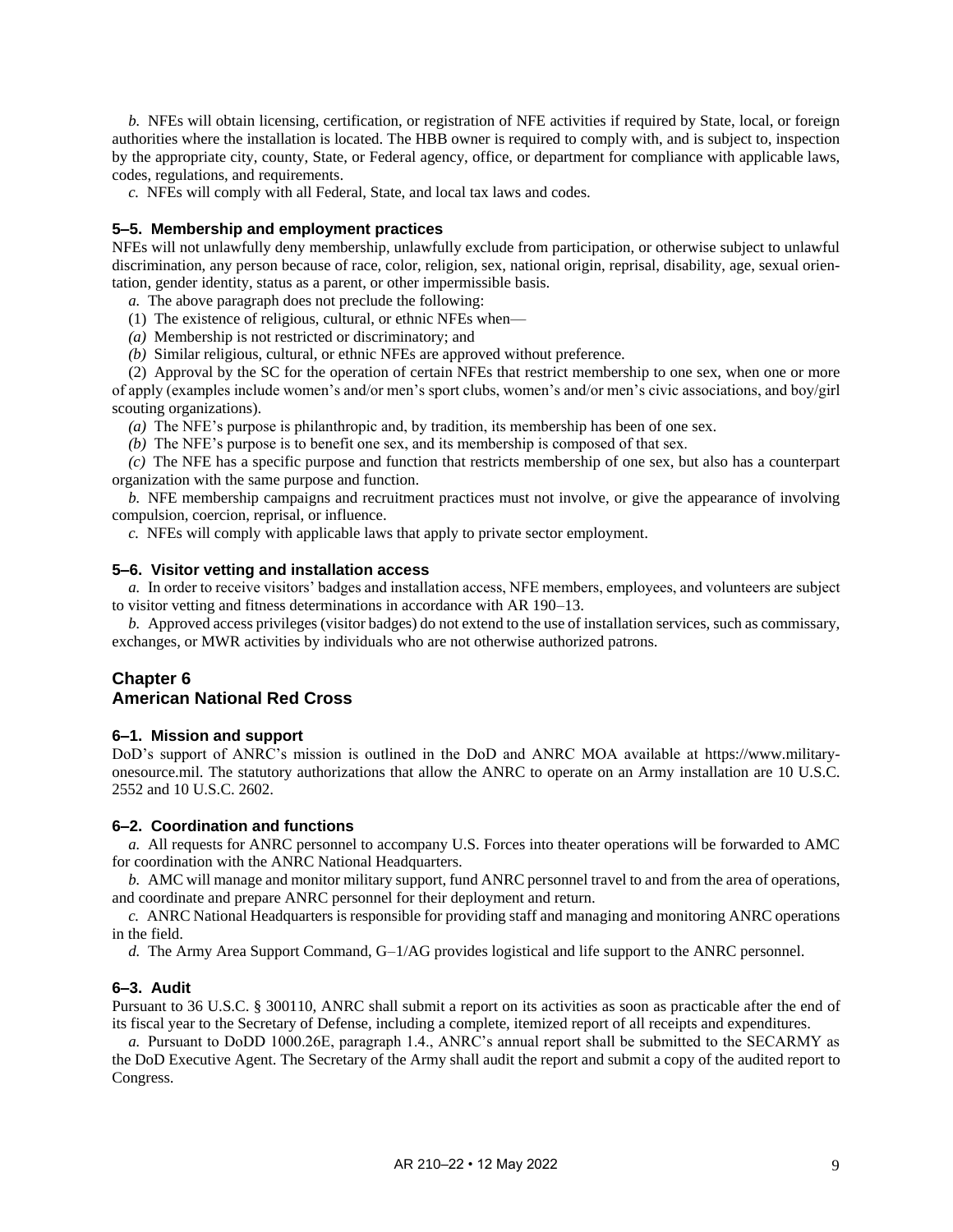*b.* NFEs will obtain licensing, certification, or registration of NFE activities if required by State, local, or foreign authorities where the installation is located. The HBB owner is required to comply with, and is subject to, inspection by the appropriate city, county, State, or Federal agency, office, or department for compliance with applicable laws, codes, regulations, and requirements.

*c.* NFEs will comply with all Federal, State, and local tax laws and codes.

### 5–5. Membership and employment practices

NFEs will not unlawfully deny membership, unlawfully exclude from participation, or otherwise subject to unlawful discrimination, any person because of race, color, religion, sex, national origin, reprisal, disability, age, sexual orientation, gender identity, status as a parent, or other impermissible basis.

*a.* The above paragraph does not preclude the following:

(1) The existence of religious, cultural, or ethnic NFEs when—

*(a)* Membership is not restricted or discriminatory; and

*(b)* Similar religious, cultural, or ethnic NFEs are approved without preference.

(2) Approval by the SC for the operation of certain NFEs that restrict membership to one sex, when one or more of apply (examples include women's and/or men's sport clubs, women's and/or men's civic associations, and boy/girl scouting organizations).

*(a)* The NFE's purpose is philanthropic and, by tradition, its membership has been of one sex.

*(b)* The NFE's purpose is to benefit one sex, and its membership is composed of that sex.

*(c)* The NFE has a specific purpose and function that restricts membership of one sex, but also has a counterpart organization with the same purpose and function.

*b.* NFE membership campaigns and recruitment practices must not involve, or give the appearance of involving compulsion, coercion, reprisal, or influence.

*c.* NFEs will comply with applicable laws that apply to private sector employment.

### 5–6. Visitor vetting and installation access

*a.* In order to receive visitors' badges and installation access, NFE members, employees, and volunteers are subject to visitor vetting and fitness determinations in accordance with AR 190–13.

*b.* Approved access privileges (visitor badges) do not extend to the use of installation services, such as commissary, exchanges, or MWR activities by individuals who are not otherwise authorized patrons.

## Chapter 6
## American National Red Cross

### 6–1. Mission and support

DoD's support of ANRC's mission is outlined in the DoD and ANRC MOA available at https://www.militaryonesource.mil. The statutory authorizations that allow the ANRC to operate on an Army installation are 10 U.S.C. 2552 and 10 U.S.C. 2602.

### 6–2. Coordination and functions

*a.* All requests for ANRC personnel to accompany U.S. Forces into theater operations will be forwarded to AMC for coordination with the ANRC National Headquarters.

*b.* AMC will manage and monitor military support, fund ANRC personnel travel to and from the area of operations, and coordinate and prepare ANRC personnel for their deployment and return.

*c.* ANRC National Headquarters is responsible for providing staff and managing and monitoring ANRC operations in the field.

*d.* The Army Area Support Command, G–1/AG provides logistical and life support to the ANRC personnel.

### 6–3. Audit

Pursuant to 36 U.S.C. § 300110, ANRC shall submit a report on its activities as soon as practicable after the end of its fiscal year to the Secretary of Defense, including a complete, itemized report of all receipts and expenditures.

*a.* Pursuant to DoDD 1000.26E, paragraph 1.4., ANRC's annual report shall be submitted to the SECARMY as the DoD Executive Agent. The Secretary of the Army shall audit the report and submit a copy of the audited report to Congress.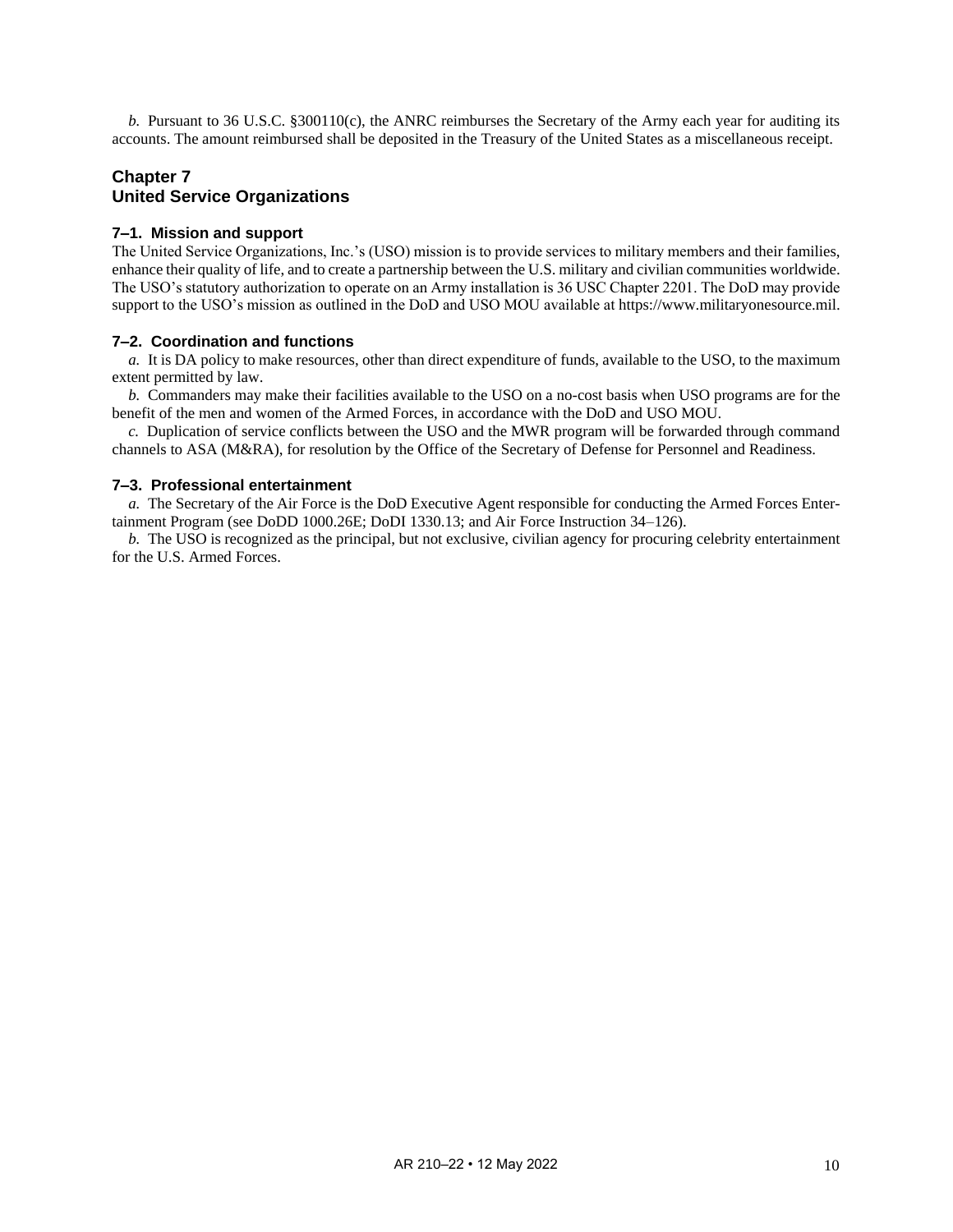*b.* Pursuant to 36 U.S.C. §300110(c), the ANRC reimburses the Secretary of the Army each year for auditing its accounts. The amount reimbursed shall be deposited in the Treasury of the United States as a miscellaneous receipt.

# Chapter 7
# United Service Organizations

### 7–1. Mission and support

The United Service Organizations, Inc.'s (USO) mission is to provide services to military members and their families, enhance their quality of life, and to create a partnership between the U.S. military and civilian communities worldwide. The USO's statutory authorization to operate on an Army installation is 36 USC Chapter 2201. The DoD may provide support to the USO's mission as outlined in the DoD and USO MOU available at https://www.militaryonesource.mil.

### 7–2. Coordination and functions

*a.* It is DA policy to make resources, other than direct expenditure of funds, available to the USO, to the maximum extent permitted by law.

*b.* Commanders may make their facilities available to the USO on a no-cost basis when USO programs are for the benefit of the men and women of the Armed Forces, in accordance with the DoD and USO MOU.

*c.* Duplication of service conflicts between the USO and the MWR program will be forwarded through command channels to ASA (M&RA), for resolution by the Office of the Secretary of Defense for Personnel and Readiness.

### 7–3. Professional entertainment

*a.* The Secretary of the Air Force is the DoD Executive Agent responsible for conducting the Armed Forces Entertainment Program (see DoDD 1000.26E; DoDI 1330.13; and Air Force Instruction 34–126).

*b.* The USO is recognized as the principal, but not exclusive, civilian agency for procuring celebrity entertainment for the U.S. Armed Forces.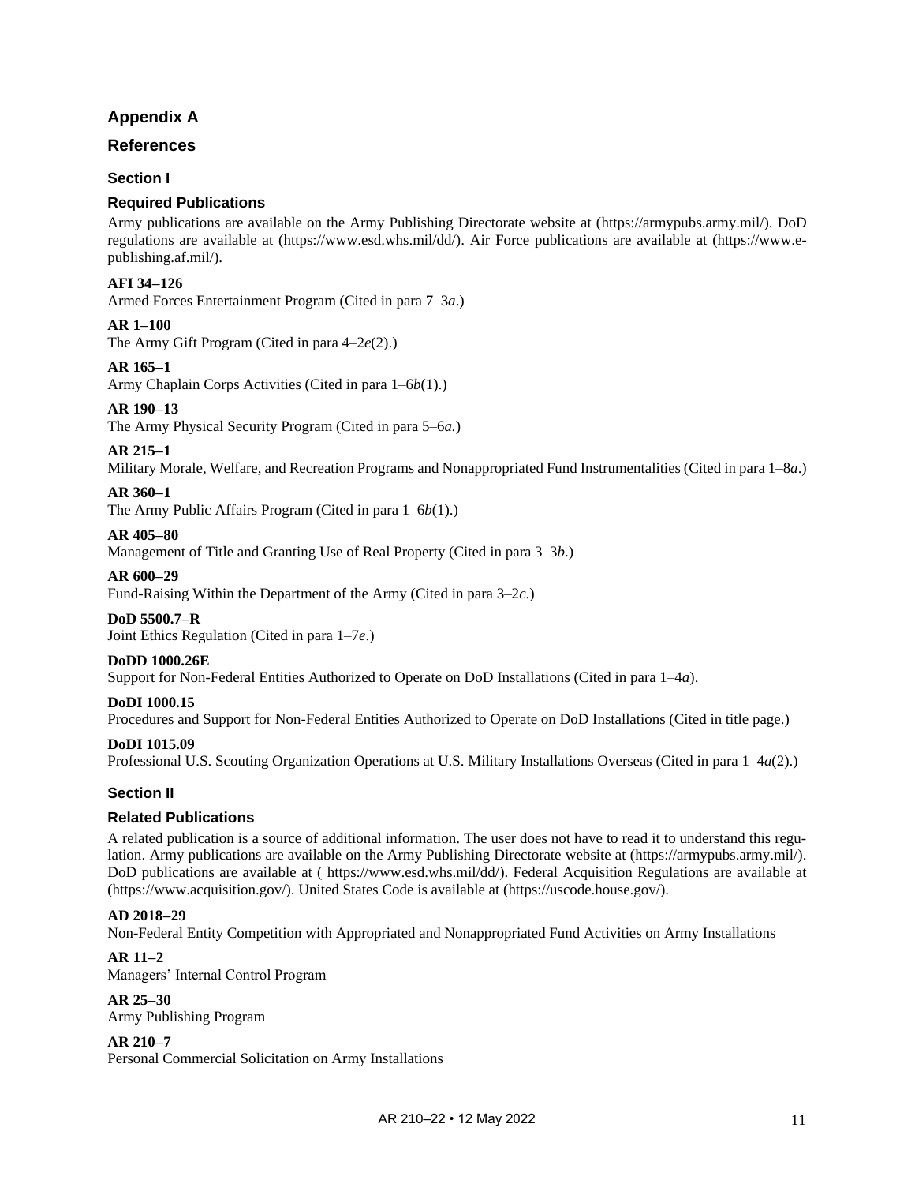# Appendix A

## References

### Section I

### Required Publications

Army publications are available on the Army Publishing Directorate website at (https://armypubs.army.mil/). DoD regulations are available at (https://www.esd.whs.mil/dd/). Air Force publications are available at (https://www.e-publishing.af.mil/).

**AFI 34–126**
Armed Forces Entertainment Program (Cited in para 7–3*a*.)

**AR 1–100**
The Army Gift Program (Cited in para 4–2*e*(2).)

**AR 165–1**
Army Chaplain Corps Activities (Cited in para 1–6*b*(1).)

**AR 190–13**
The Army Physical Security Program (Cited in para 5–6*a*.)

**AR 215–1**
Military Morale, Welfare, and Recreation Programs and Nonappropriated Fund Instrumentalities (Cited in para 1–8*a*.)

**AR 360–1**
The Army Public Affairs Program (Cited in para 1–6*b*(1).)

**AR 405–80**
Management of Title and Granting Use of Real Property (Cited in para 3–3*b*.)

**AR 600–29**
Fund-Raising Within the Department of the Army (Cited in para 3–2*c*.)

**DoD 5500.7–R**
Joint Ethics Regulation (Cited in para 1–7*e*.)

**DoDD 1000.26E**
Support for Non-Federal Entities Authorized to Operate on DoD Installations (Cited in para 1–4*a*).

**DoDI 1000.15**
Procedures and Support for Non-Federal Entities Authorized to Operate on DoD Installations (Cited in title page.)

**DoDI 1015.09**
Professional U.S. Scouting Organization Operations at U.S. Military Installations Overseas (Cited in para 1–4*a*(2).)

### Section II

### Related Publications

A related publication is a source of additional information. The user does not have to read it to understand this regulation. Army publications are available on the Army Publishing Directorate website at (https://armypubs.army.mil/). DoD publications are available at ( https://www.esd.whs.mil/dd/). Federal Acquisition Regulations are available at (https://www.acquisition.gov/). United States Code is available at (https://uscode.house.gov/).

**AD 2018–29**
Non-Federal Entity Competition with Appropriated and Nonappropriated Fund Activities on Army Installations

**AR 11–2**
Managers' Internal Control Program

**AR 25–30**
Army Publishing Program

**AR 210–7**
Personal Commercial Solicitation on Army Installations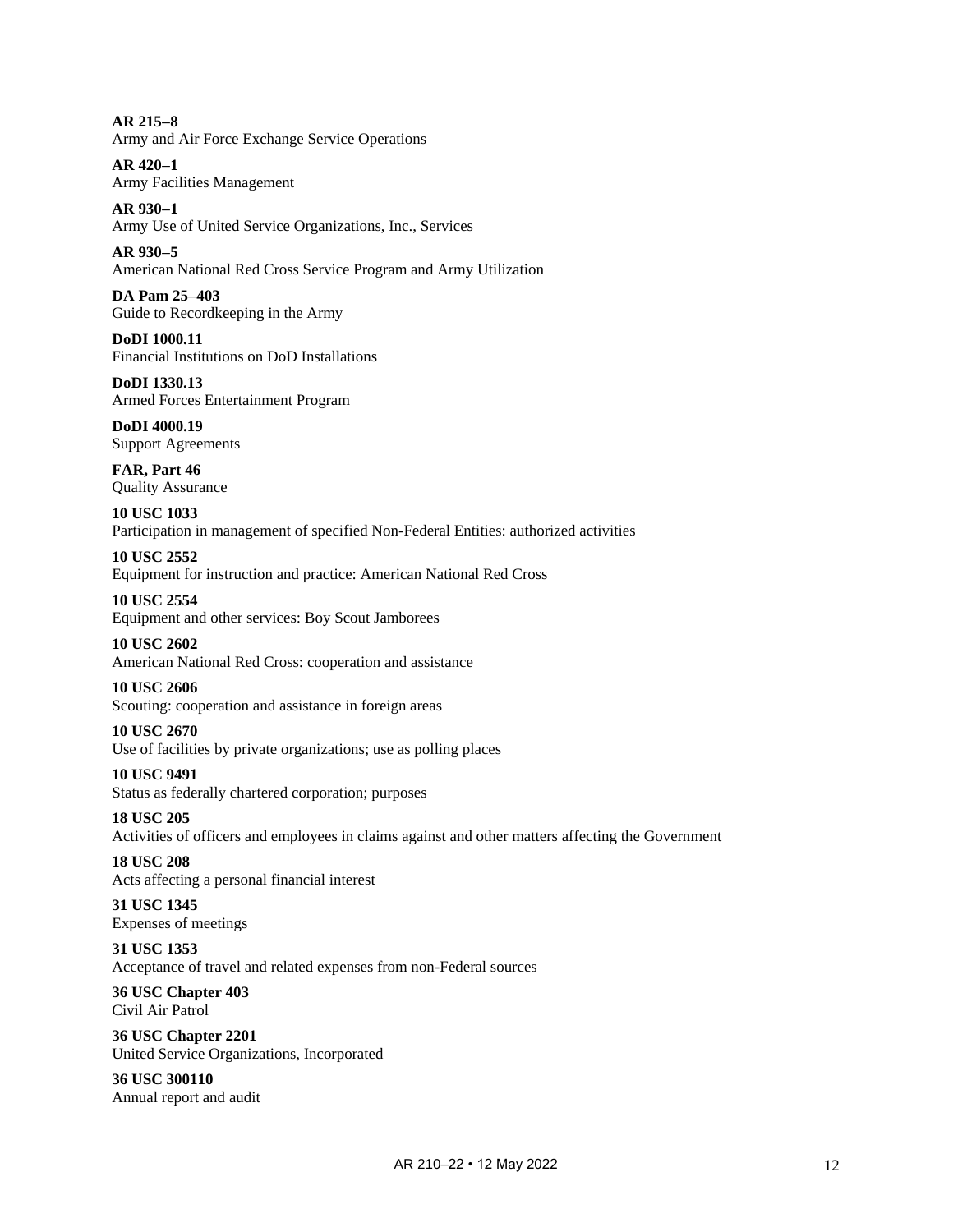**AR 215–8**
Army and Air Force Exchange Service Operations

**AR 420–1**
Army Facilities Management

**AR 930–1**
Army Use of United Service Organizations, Inc., Services

**AR 930–5**
American National Red Cross Service Program and Army Utilization

**DA Pam 25–403**
Guide to Recordkeeping in the Army

**DoDI 1000.11**
Financial Institutions on DoD Installations

**DoDI 1330.13**
Armed Forces Entertainment Program

**DoDI 4000.19**
Support Agreements

**FAR, Part 46**
Quality Assurance

**10 USC 1033**
Participation in management of specified Non-Federal Entities: authorized activities

**10 USC 2552**
Equipment for instruction and practice: American National Red Cross

**10 USC 2554**
Equipment and other services: Boy Scout Jamborees

**10 USC 2602**
American National Red Cross: cooperation and assistance

**10 USC 2606**
Scouting: cooperation and assistance in foreign areas

**10 USC 2670**
Use of facilities by private organizations; use as polling places

**10 USC 9491**
Status as federally chartered corporation; purposes

**18 USC 205**
Activities of officers and employees in claims against and other matters affecting the Government

**18 USC 208**
Acts affecting a personal financial interest

**31 USC 1345**
Expenses of meetings

**31 USC 1353**
Acceptance of travel and related expenses from non-Federal sources

**36 USC Chapter 403**
Civil Air Patrol

**36 USC Chapter 2201**
United Service Organizations, Incorporated

**36 USC 300110**
Annual report and audit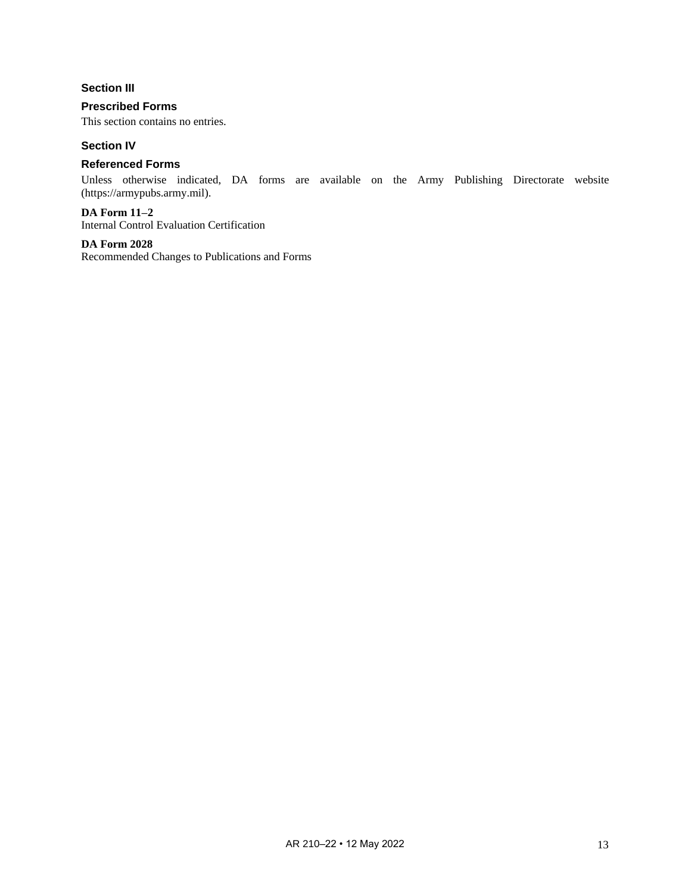## Section III

### Prescribed Forms

This section contains no entries.

## Section IV

### Referenced Forms

Unless otherwise indicated, DA forms are available on the Army Publishing Directorate website (https://armypubs.army.mil).

**DA Form 11–2**
Internal Control Evaluation Certification

**DA Form 2028**
Recommended Changes to Publications and Forms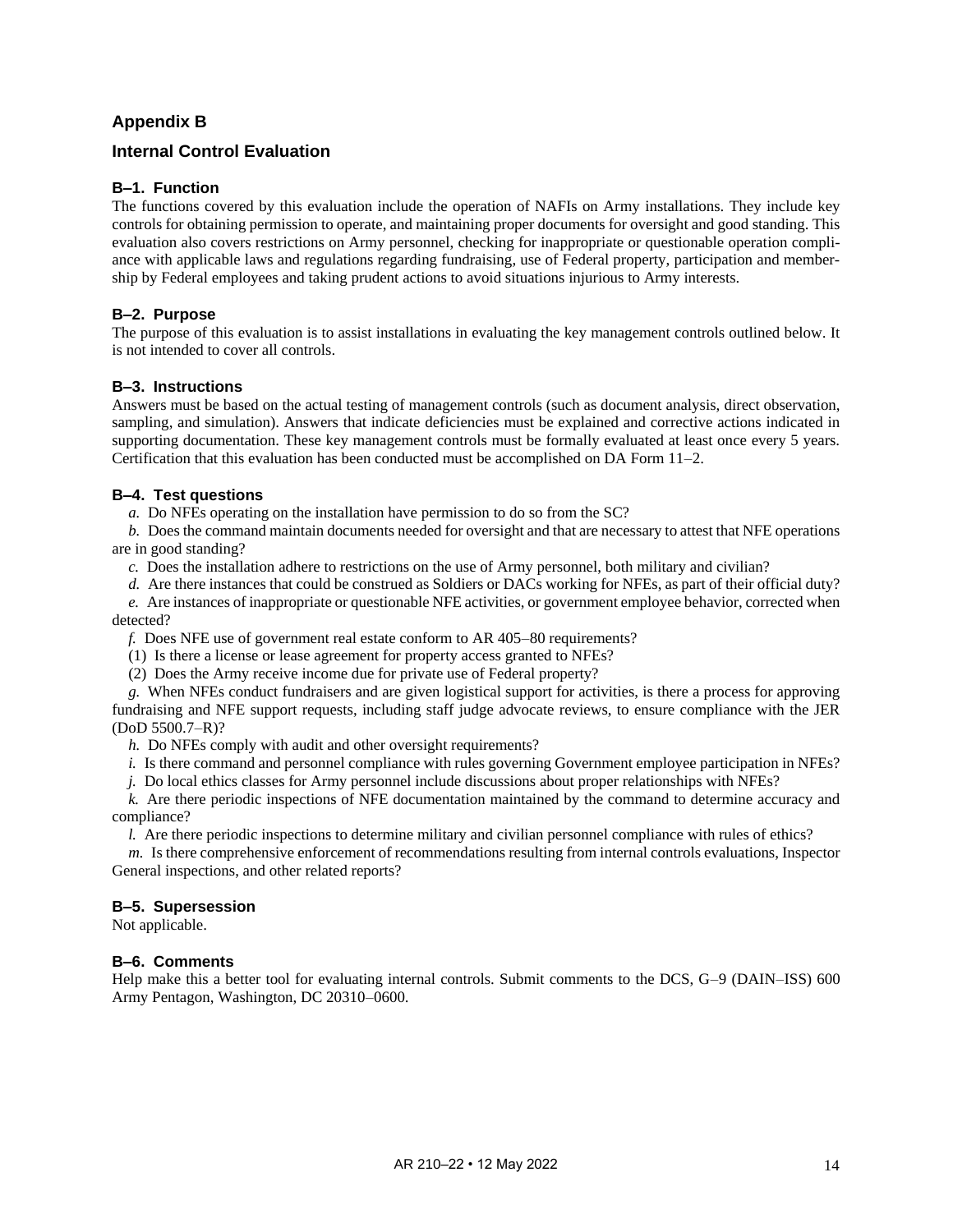# Appendix B

## Internal Control Evaluation

### B–1. Function

The functions covered by this evaluation include the operation of NAFIs on Army installations. They include key controls for obtaining permission to operate, and maintaining proper documents for oversight and good standing. This evaluation also covers restrictions on Army personnel, checking for inappropriate or questionable operation compliance with applicable laws and regulations regarding fundraising, use of Federal property, participation and membership by Federal employees and taking prudent actions to avoid situations injurious to Army interests.

### B–2. Purpose

The purpose of this evaluation is to assist installations in evaluating the key management controls outlined below. It is not intended to cover all controls.

### B–3. Instructions

Answers must be based on the actual testing of management controls (such as document analysis, direct observation, sampling, and simulation). Answers that indicate deficiencies must be explained and corrective actions indicated in supporting documentation. These key management controls must be formally evaluated at least once every 5 years. Certification that this evaluation has been conducted must be accomplished on DA Form 11–2.

### B–4. Test questions

*a.* Do NFEs operating on the installation have permission to do so from the SC?

*b.* Does the command maintain documents needed for oversight and that are necessary to attest that NFE operations are in good standing?

*c.* Does the installation adhere to restrictions on the use of Army personnel, both military and civilian?

*d.* Are there instances that could be construed as Soldiers or DACs working for NFEs, as part of their official duty?

*e.* Are instances of inappropriate or questionable NFE activities, or government employee behavior, corrected when detected?

*f.* Does NFE use of government real estate conform to AR 405–80 requirements?

(1) Is there a license or lease agreement for property access granted to NFEs?

(2) Does the Army receive income due for private use of Federal property?

*g.* When NFEs conduct fundraisers and are given logistical support for activities, is there a process for approving fundraising and NFE support requests, including staff judge advocate reviews, to ensure compliance with the JER (DoD 5500.7–R)?

*h.* Do NFEs comply with audit and other oversight requirements?

*i.* Is there command and personnel compliance with rules governing Government employee participation in NFEs?

*j.* Do local ethics classes for Army personnel include discussions about proper relationships with NFEs?

*k.* Are there periodic inspections of NFE documentation maintained by the command to determine accuracy and compliance?

*l.* Are there periodic inspections to determine military and civilian personnel compliance with rules of ethics?

*m.* Is there comprehensive enforcement of recommendations resulting from internal controls evaluations, Inspector General inspections, and other related reports?

### B–5. Supersession

Not applicable.

### B–6. Comments

Help make this a better tool for evaluating internal controls. Submit comments to the DCS, G–9 (DAIN–ISS) 600 Army Pentagon, Washington, DC 20310–0600.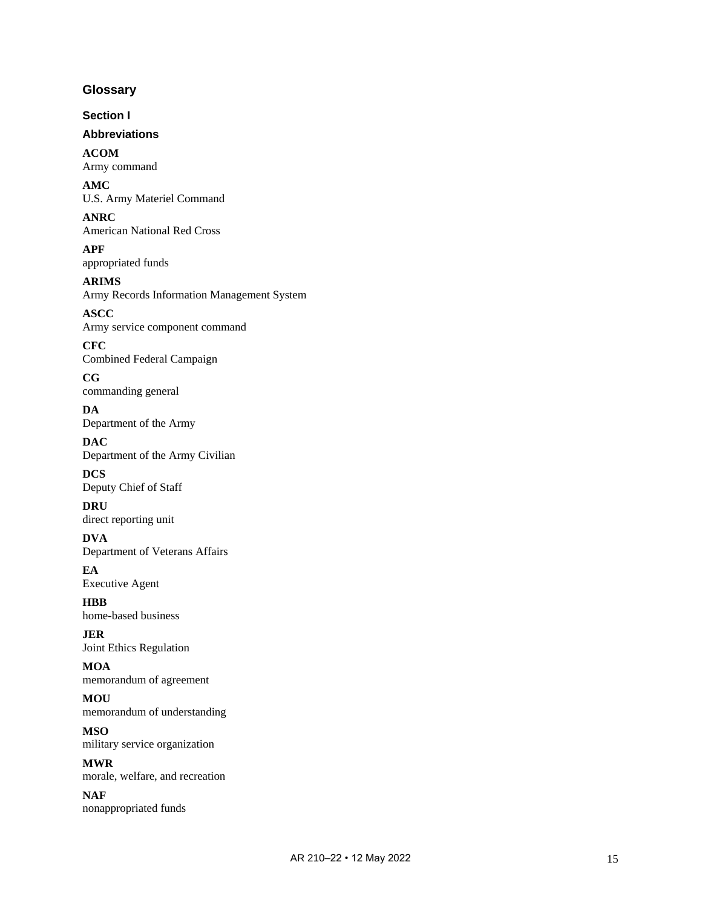## Glossary

### Section I

### Abbreviations

**ACOM**
Army command

**AMC**
U.S. Army Materiel Command

**ANRC**
American National Red Cross

**APF**
appropriated funds

**ARIMS**
Army Records Information Management System

**ASCC**
Army service component command

**CFC**
Combined Federal Campaign

**CG**
commanding general

**DA**
Department of the Army

**DAC**
Department of the Army Civilian

**DCS**
Deputy Chief of Staff

**DRU**
direct reporting unit

**DVA**
Department of Veterans Affairs

**EA**
Executive Agent

**HBB**
home-based business

**JER**
Joint Ethics Regulation

**MOA**
memorandum of agreement

**MOU**
memorandum of understanding

**MSO**
military service organization

**MWR**
morale, welfare, and recreation

**NAF**
nonappropriated funds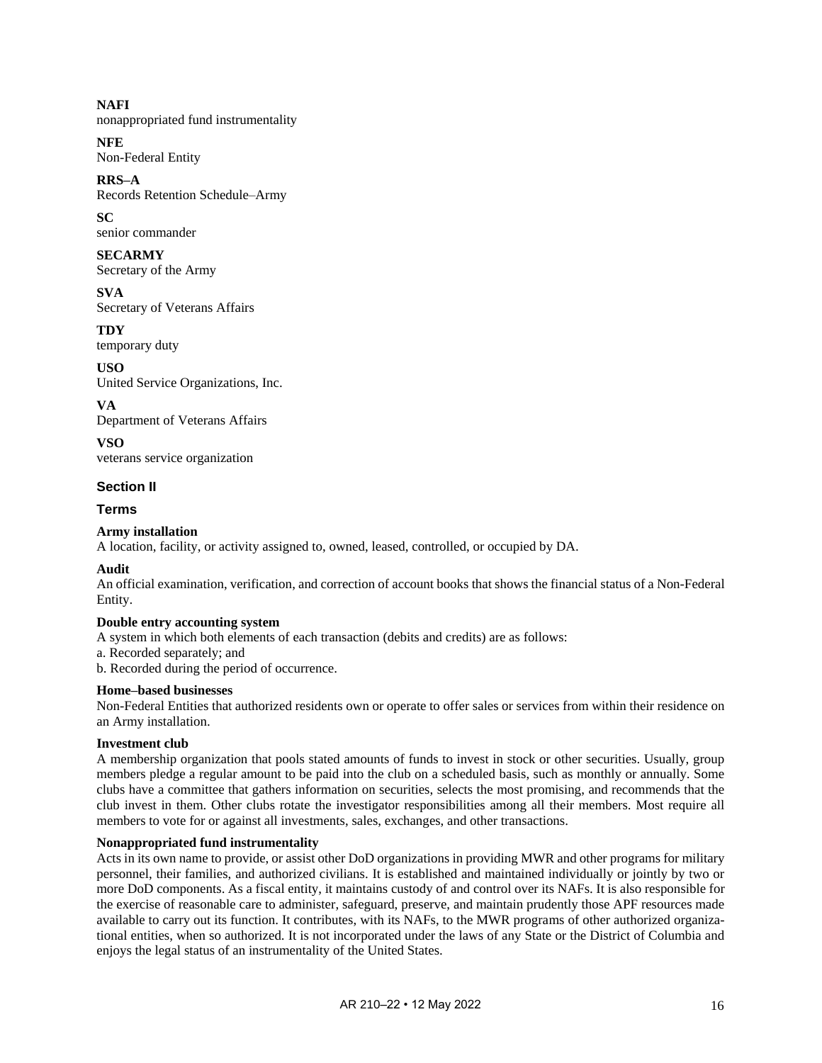**NAFI**
nonappropriated fund instrumentality

**NFE**
Non-Federal Entity

**RRS–A**
Records Retention Schedule–Army

**SC**
senior commander

**SECARMY**
Secretary of the Army

**SVA**
Secretary of Veterans Affairs

**TDY**
temporary duty

**USO**
United Service Organizations, Inc.

**VA**
Department of Veterans Affairs

**VSO**
veterans service organization

## Section II

## Terms

**Army installation**
A location, facility, or activity assigned to, owned, leased, controlled, or occupied by DA.

**Audit**
An official examination, verification, and correction of account books that shows the financial status of a Non-Federal Entity.

**Double entry accounting system**
A system in which both elements of each transaction (debits and credits) are as follows:
a. Recorded separately; and
b. Recorded during the period of occurrence.

**Home–based businesses**
Non-Federal Entities that authorized residents own or operate to offer sales or services from within their residence on an Army installation.

**Investment club**
A membership organization that pools stated amounts of funds to invest in stock or other securities. Usually, group members pledge a regular amount to be paid into the club on a scheduled basis, such as monthly or annually. Some clubs have a committee that gathers information on securities, selects the most promising, and recommends that the club invest in them. Other clubs rotate the investigator responsibilities among all their members. Most require all members to vote for or against all investments, sales, exchanges, and other transactions.

**Nonappropriated fund instrumentality**
Acts in its own name to provide, or assist other DoD organizations in providing MWR and other programs for military personnel, their families, and authorized civilians. It is established and maintained individually or jointly by two or more DoD components. As a fiscal entity, it maintains custody of and control over its NAFs. It is also responsible for the exercise of reasonable care to administer, safeguard, preserve, and maintain prudently those APF resources made available to carry out its function. It contributes, with its NAFs, to the MWR programs of other authorized organizational entities, when so authorized. It is not incorporated under the laws of any State or the District of Columbia and enjoys the legal status of an instrumentality of the United States.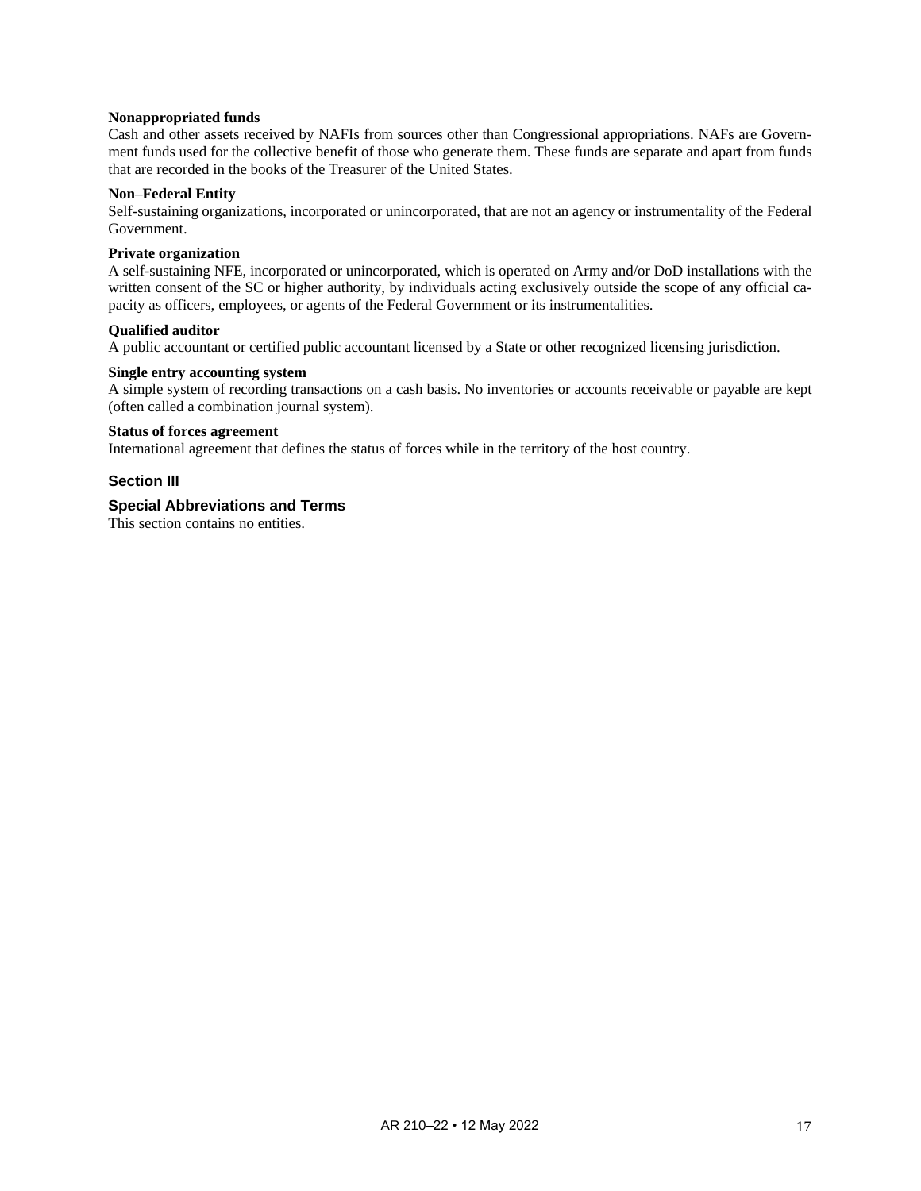**Nonappropriated funds**
Cash and other assets received by NAFIs from sources other than Congressional appropriations. NAFs are Government funds used for the collective benefit of those who generate them. These funds are separate and apart from funds that are recorded in the books of the Treasurer of the United States.

**Non–Federal Entity**
Self-sustaining organizations, incorporated or unincorporated, that are not an agency or instrumentality of the Federal Government.

**Private organization**
A self-sustaining NFE, incorporated or unincorporated, which is operated on Army and/or DoD installations with the written consent of the SC or higher authority, by individuals acting exclusively outside the scope of any official capacity as officers, employees, or agents of the Federal Government or its instrumentalities.

**Qualified auditor**
A public accountant or certified public accountant licensed by a State or other recognized licensing jurisdiction.

**Single entry accounting system**
A simple system of recording transactions on a cash basis. No inventories or accounts receivable or payable are kept (often called a combination journal system).

**Status of forces agreement**
International agreement that defines the status of forces while in the territory of the host country.

## Section III

## Special Abbreviations and Terms

This section contains no entities.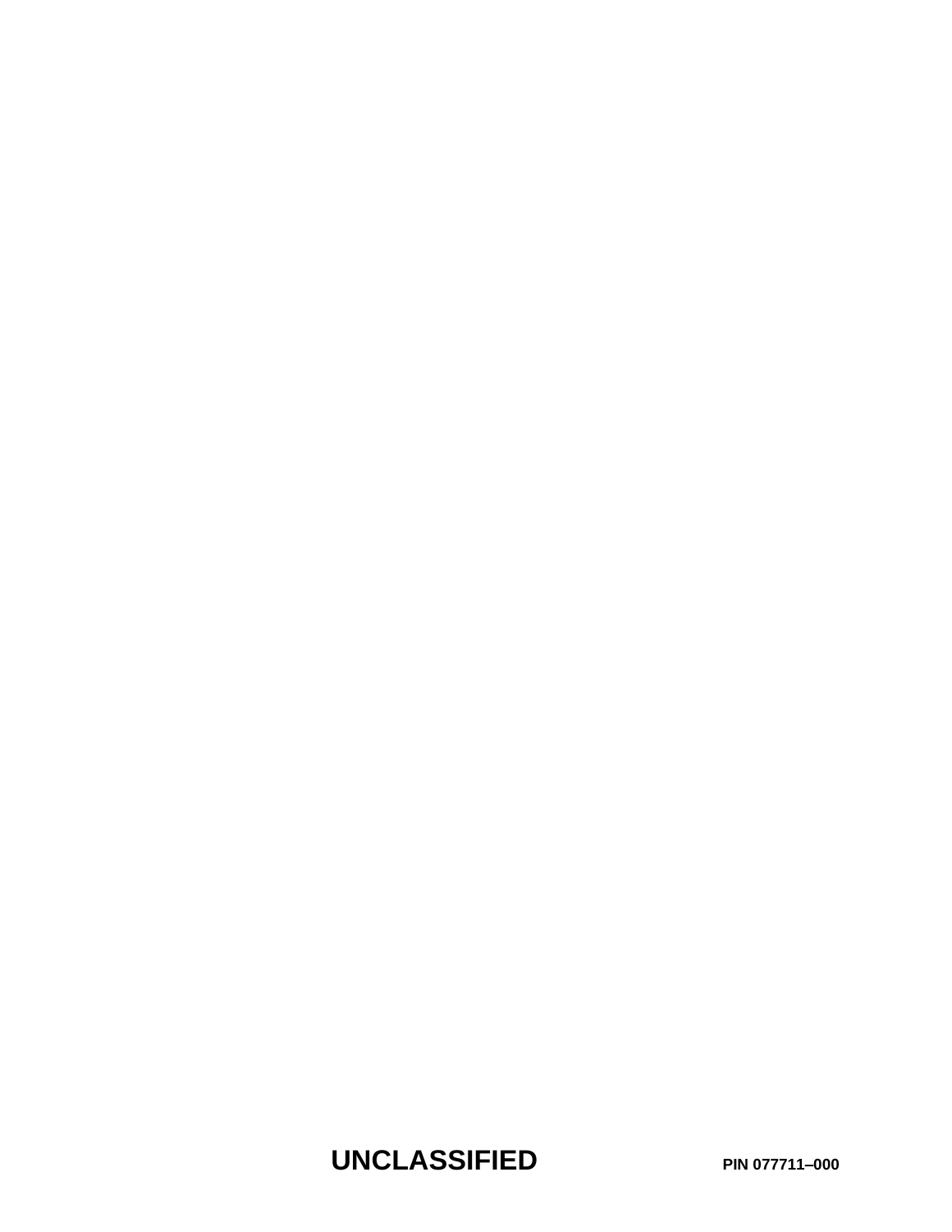**UNCLASSIFIED**

**PIN 077711–000**